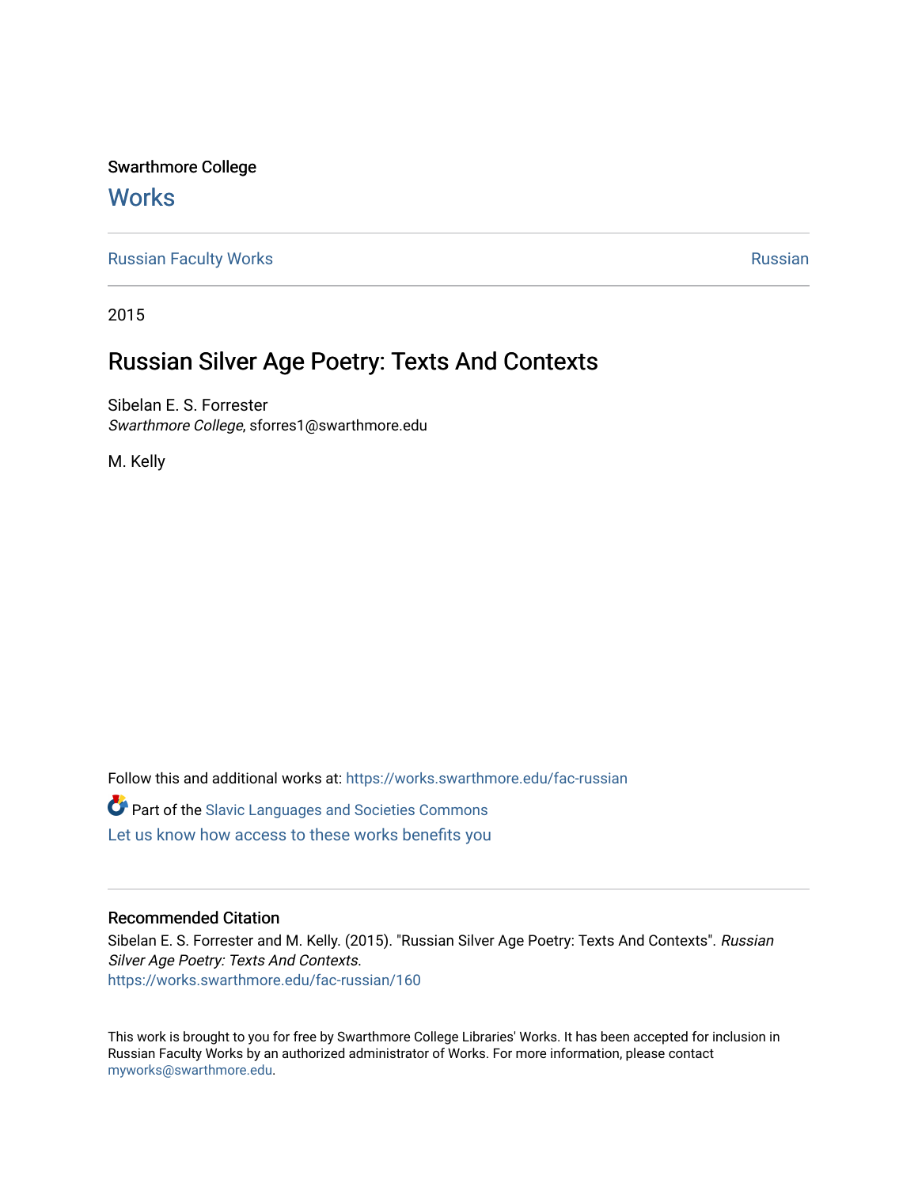Swarthmore College

# Works

Russian Faculty Works | Russian

2015

## Russian Silver Age Poetry: Texts And Contexts

Sibelan E. S. Forrester
*Swarthmore College*, sforres1@swarthmore.edu

M. Kelly

Follow this and additional works at: https://works.swarthmore.edu/fac-russian

Part of the Slavic Languages and Societies Commons

Let us know how access to these works benefits you

### Recommended Citation

Sibelan E. S. Forrester and M. Kelly. (2015). "Russian Silver Age Poetry: Texts And Contexts". *Russian Silver Age Poetry: Texts And Contexts*.
https://works.swarthmore.edu/fac-russian/160

This work is brought to you for free by Swarthmore College Libraries' Works. It has been accepted for inclusion in Russian Faculty Works by an authorized administrator of Works. For more information, please contact myworks@swarthmore.edu.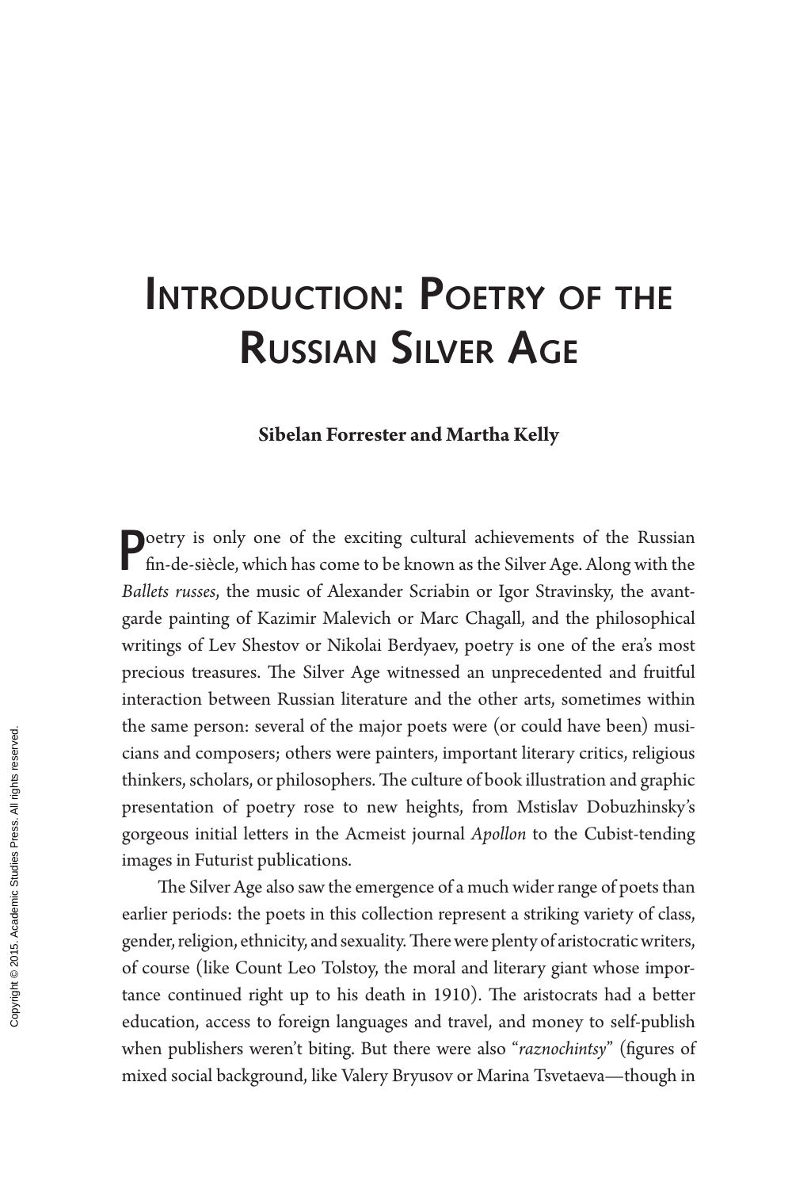# Introduction: Poetry of the Russian Silver Age

**Sibelan Forrester and Martha Kelly**

Poetry is only one of the exciting cultural achievements of the Russian fin-de-siècle, which has come to be known as the Silver Age. Along with the *Ballets russes*, the music of Alexander Scriabin or Igor Stravinsky, the avant-garde painting of Kazimir Malevich or Marc Chagall, and the philosophical writings of Lev Shestov or Nikolai Berdyaev, poetry is one of the era's most precious treasures. The Silver Age witnessed an unprecedented and fruitful interaction between Russian literature and the other arts, sometimes within the same person: several of the major poets were (or could have been) musicians and composers; others were painters, important literary critics, religious thinkers, scholars, or philosophers. The culture of book illustration and graphic presentation of poetry rose to new heights, from Mstislav Dobuzhinsky's gorgeous initial letters in the Acmeist journal *Apollon* to the Cubist-tending images in Futurist publications.

The Silver Age also saw the emergence of a much wider range of poets than earlier periods: the poets in this collection represent a striking variety of class, gender, religion, ethnicity, and sexuality. There were plenty of aristocratic writers, of course (like Count Leo Tolstoy, the moral and literary giant whose importance continued right up to his death in 1910). The aristocrats had a better education, access to foreign languages and travel, and money to self-publish when publishers weren't biting. But there were also "*raznochintsy*" (figures of mixed social background, like Valery Bryusov or Marina Tsvetaeva—though in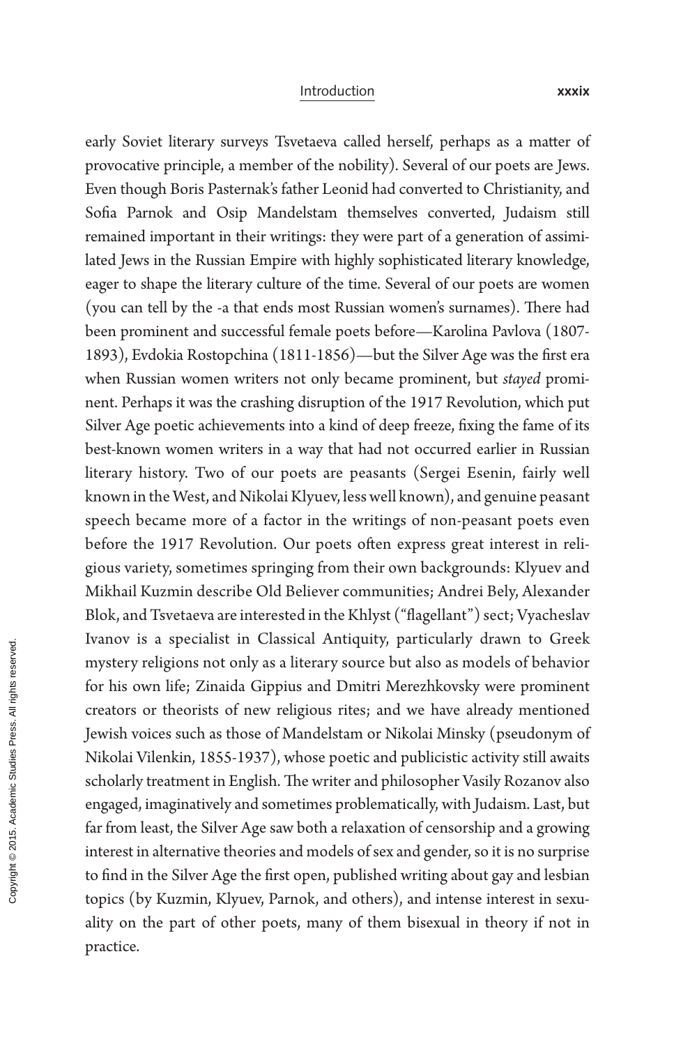early Soviet literary surveys Tsvetaeva called herself, perhaps as a matter of provocative principle, a member of the nobility). Several of our poets are Jews. Even though Boris Pasternak's father Leonid had converted to Christianity, and Sofia Parnok and Osip Mandelstam themselves converted, Judaism still remained important in their writings: they were part of a generation of assimilated Jews in the Russian Empire with highly sophisticated literary knowledge, eager to shape the literary culture of the time. Several of our poets are women (you can tell by the -a that ends most Russian women's surnames). There had been prominent and successful female poets before—Karolina Pavlova (1807-1893), Evdokia Rostopchina (1811-1856)—but the Silver Age was the first era when Russian women writers not only became prominent, but *stayed* prominent. Perhaps it was the crashing disruption of the 1917 Revolution, which put Silver Age poetic achievements into a kind of deep freeze, fixing the fame of its best-known women writers in a way that had not occurred earlier in Russian literary history. Two of our poets are peasants (Sergei Esenin, fairly well known in the West, and Nikolai Klyuev, less well known), and genuine peasant speech became more of a factor in the writings of non-peasant poets even before the 1917 Revolution. Our poets often express great interest in religious variety, sometimes springing from their own backgrounds: Klyuev and Mikhail Kuzmin describe Old Believer communities; Andrei Bely, Alexander Blok, and Tsvetaeva are interested in the Khlyst ("flagellant") sect; Vyacheslav Ivanov is a specialist in Classical Antiquity, particularly drawn to Greek mystery religions not only as a literary source but also as models of behavior for his own life; Zinaida Gippius and Dmitri Merezhkovsky were prominent creators or theorists of new religious rites; and we have already mentioned Jewish voices such as those of Mandelstam or Nikolai Minsky (pseudonym of Nikolai Vilenkin, 1855-1937), whose poetic and publicistic activity still awaits scholarly treatment in English. The writer and philosopher Vasily Rozanov also engaged, imaginatively and sometimes problematically, with Judaism. Last, but far from least, the Silver Age saw both a relaxation of censorship and a growing interest in alternative theories and models of sex and gender, so it is no surprise to find in the Silver Age the first open, published writing about gay and lesbian topics (by Kuzmin, Klyuev, Parnok, and others), and intense interest in sexuality on the part of other poets, many of them bisexual in theory if not in practice.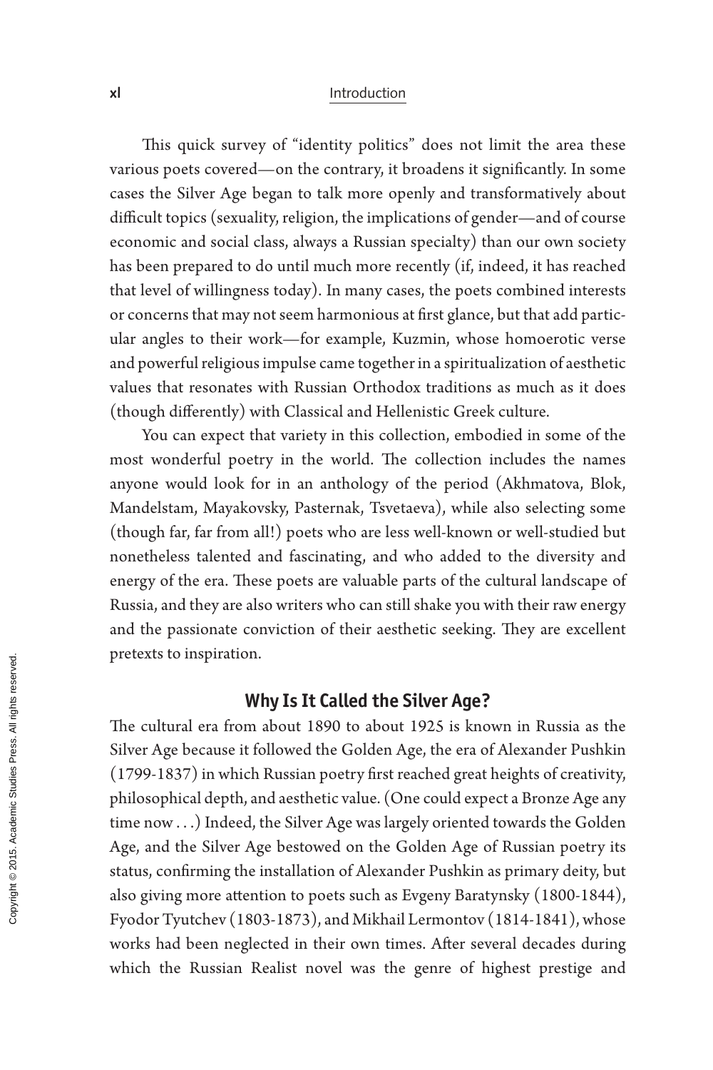This quick survey of "identity politics" does not limit the area these various poets covered—on the contrary, it broadens it significantly. In some cases the Silver Age began to talk more openly and transformatively about difficult topics (sexuality, religion, the implications of gender—and of course economic and social class, always a Russian specialty) than our own society has been prepared to do until much more recently (if, indeed, it has reached that level of willingness today). In many cases, the poets combined interests or concerns that may not seem harmonious at first glance, but that add particular angles to their work—for example, Kuzmin, whose homoerotic verse and powerful religious impulse came together in a spiritualization of aesthetic values that resonates with Russian Orthodox traditions as much as it does (though differently) with Classical and Hellenistic Greek culture.

You can expect that variety in this collection, embodied in some of the most wonderful poetry in the world. The collection includes the names anyone would look for in an anthology of the period (Akhmatova, Blok, Mandelstam, Mayakovsky, Pasternak, Tsvetaeva), while also selecting some (though far, far from all!) poets who are less well-known or well-studied but nonetheless talented and fascinating, and who added to the diversity and energy of the era. These poets are valuable parts of the cultural landscape of Russia, and they are also writers who can still shake you with their raw energy and the passionate conviction of their aesthetic seeking. They are excellent pretexts to inspiration.

## Why Is It Called the Silver Age?

The cultural era from about 1890 to about 1925 is known in Russia as the Silver Age because it followed the Golden Age, the era of Alexander Pushkin (1799-1837) in which Russian poetry first reached great heights of creativity, philosophical depth, and aesthetic value. (One could expect a Bronze Age any time now . . .) Indeed, the Silver Age was largely oriented towards the Golden Age, and the Silver Age bestowed on the Golden Age of Russian poetry its status, confirming the installation of Alexander Pushkin as primary deity, but also giving more attention to poets such as Evgeny Baratynsky (1800-1844), Fyodor Tyutchev (1803-1873), and Mikhail Lermontov (1814-1841), whose works had been neglected in their own times. After several decades during which the Russian Realist novel was the genre of highest prestige and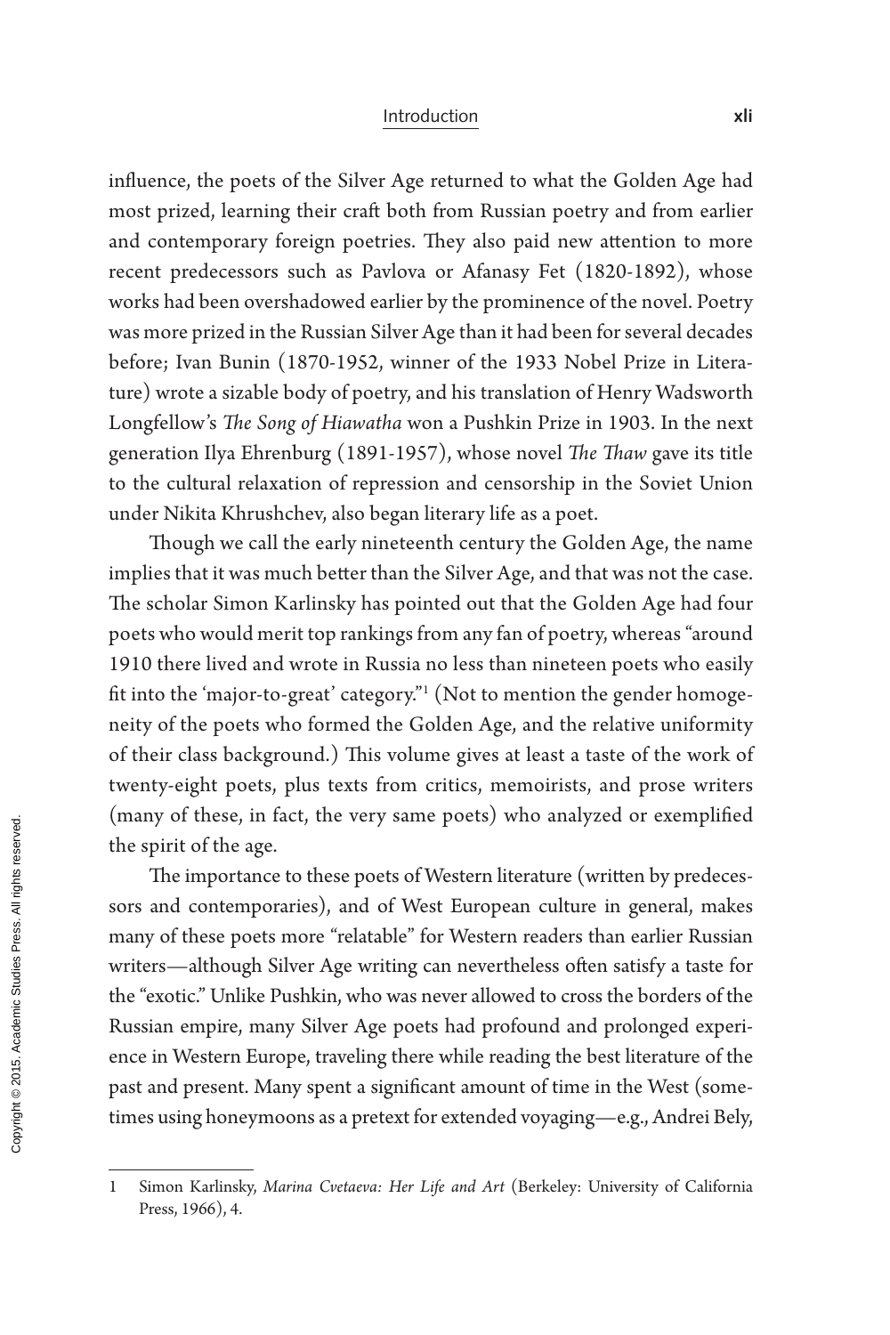influence, the poets of the Silver Age returned to what the Golden Age had most prized, learning their craft both from Russian poetry and from earlier and contemporary foreign poetries. They also paid new attention to more recent predecessors such as Pavlova or Afanasy Fet (1820-1892), whose works had been overshadowed earlier by the prominence of the novel. Poetry was more prized in the Russian Silver Age than it had been for several decades before; Ivan Bunin (1870-1952, winner of the 1933 Nobel Prize in Literature) wrote a sizable body of poetry, and his translation of Henry Wadsworth Longfellow's *The Song of Hiawatha* won a Pushkin Prize in 1903. In the next generation Ilya Ehrenburg (1891-1957), whose novel *The Thaw* gave its title to the cultural relaxation of repression and censorship in the Soviet Union under Nikita Khrushchev, also began literary life as a poet.

Though we call the early nineteenth century the Golden Age, the name implies that it was much better than the Silver Age, and that was not the case. The scholar Simon Karlinsky has pointed out that the Golden Age had four poets who would merit top rankings from any fan of poetry, whereas "around 1910 there lived and wrote in Russia no less than nineteen poets who easily fit into the 'major-to-great' category."[1] (Not to mention the gender homogeneity of the poets who formed the Golden Age, and the relative uniformity of their class background.) This volume gives at least a taste of the work of twenty-eight poets, plus texts from critics, memoirists, and prose writers (many of these, in fact, the very same poets) who analyzed or exemplified the spirit of the age.

The importance to these poets of Western literature (written by predecessors and contemporaries), and of West European culture in general, makes many of these poets more "relatable" for Western readers than earlier Russian writers—although Silver Age writing can nevertheless often satisfy a taste for the "exotic." Unlike Pushkin, who was never allowed to cross the borders of the Russian empire, many Silver Age poets had profound and prolonged experience in Western Europe, traveling there while reading the best literature of the past and present. Many spent a significant amount of time in the West (sometimes using honeymoons as a pretext for extended voyaging—e.g., Andrei Bely,

---

1 Simon Karlinsky, *Marina Cvetaeva: Her Life and Art* (Berkeley: University of California Press, 1966), 4.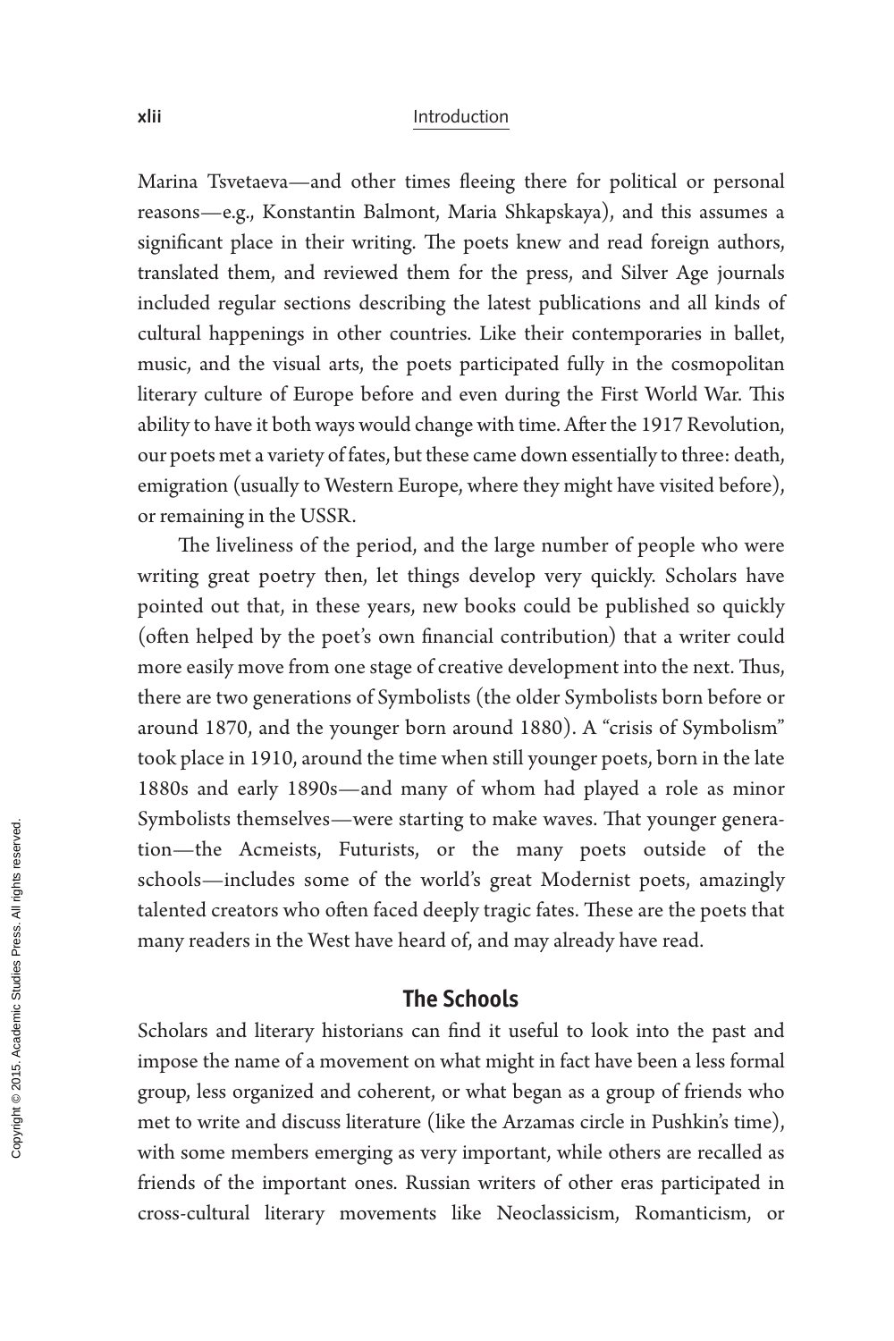Marina Tsvetaeva—and other times fleeing there for political or personal reasons—e.g., Konstantin Balmont, Maria Shkapskaya), and this assumes a significant place in their writing. The poets knew and read foreign authors, translated them, and reviewed them for the press, and Silver Age journals included regular sections describing the latest publications and all kinds of cultural happenings in other countries. Like their contemporaries in ballet, music, and the visual arts, the poets participated fully in the cosmopolitan literary culture of Europe before and even during the First World War. This ability to have it both ways would change with time. After the 1917 Revolution, our poets met a variety of fates, but these came down essentially to three: death, emigration (usually to Western Europe, where they might have visited before), or remaining in the USSR.

The liveliness of the period, and the large number of people who were writing great poetry then, let things develop very quickly. Scholars have pointed out that, in these years, new books could be published so quickly (often helped by the poet's own financial contribution) that a writer could more easily move from one stage of creative development into the next. Thus, there are two generations of Symbolists (the older Symbolists born before or around 1870, and the younger born around 1880). A "crisis of Symbolism" took place in 1910, around the time when still younger poets, born in the late 1880s and early 1890s—and many of whom had played a role as minor Symbolists themselves—were starting to make waves. That younger generation—the Acmeists, Futurists, or the many poets outside of the schools—includes some of the world's great Modernist poets, amazingly talented creators who often faced deeply tragic fates. These are the poets that many readers in the West have heard of, and may already have read.

## The Schools

Scholars and literary historians can find it useful to look into the past and impose the name of a movement on what might in fact have been a less formal group, less organized and coherent, or what began as a group of friends who met to write and discuss literature (like the Arzamas circle in Pushkin's time), with some members emerging as very important, while others are recalled as friends of the important ones. Russian writers of other eras participated in cross-cultural literary movements like Neoclassicism, Romanticism, or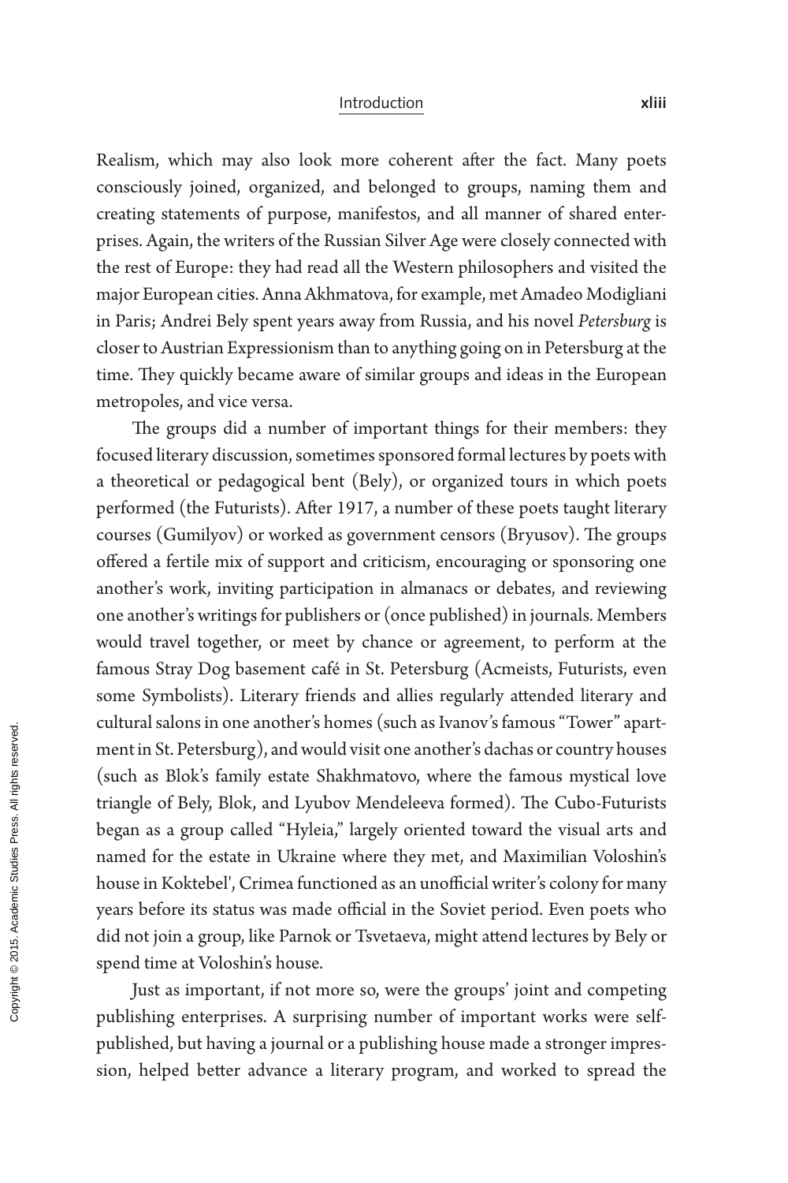Realism, which may also look more coherent after the fact. Many poets consciously joined, organized, and belonged to groups, naming them and creating statements of purpose, manifestos, and all manner of shared enterprises. Again, the writers of the Russian Silver Age were closely connected with the rest of Europe: they had read all the Western philosophers and visited the major European cities. Anna Akhmatova, for example, met Amadeo Modigliani in Paris; Andrei Bely spent years away from Russia, and his novel *Petersburg* is closer to Austrian Expressionism than to anything going on in Petersburg at the time. They quickly became aware of similar groups and ideas in the European metropoles, and vice versa.

The groups did a number of important things for their members: they focused literary discussion, sometimes sponsored formal lectures by poets with a theoretical or pedagogical bent (Bely), or organized tours in which poets performed (the Futurists). After 1917, a number of these poets taught literary courses (Gumilyov) or worked as government censors (Bryusov). The groups offered a fertile mix of support and criticism, encouraging or sponsoring one another's work, inviting participation in almanacs or debates, and reviewing one another's writings for publishers or (once published) in journals. Members would travel together, or meet by chance or agreement, to perform at the famous Stray Dog basement café in St. Petersburg (Acmeists, Futurists, even some Symbolists). Literary friends and allies regularly attended literary and cultural salons in one another's homes (such as Ivanov's famous "Tower" apartment in St. Petersburg), and would visit one another's dachas or country houses (such as Blok's family estate Shakhmatovo, where the famous mystical love triangle of Bely, Blok, and Lyubov Mendeleeva formed). The Cubo-Futurists began as a group called "Hyleia," largely oriented toward the visual arts and named for the estate in Ukraine where they met, and Maximilian Voloshin's house in Koktebel', Crimea functioned as an unofficial writer's colony for many years before its status was made official in the Soviet period. Even poets who did not join a group, like Parnok or Tsvetaeva, might attend lectures by Bely or spend time at Voloshin's house.

Just as important, if not more so, were the groups' joint and competing publishing enterprises. A surprising number of important works were self-published, but having a journal or a publishing house made a stronger impression, helped better advance a literary program, and worked to spread the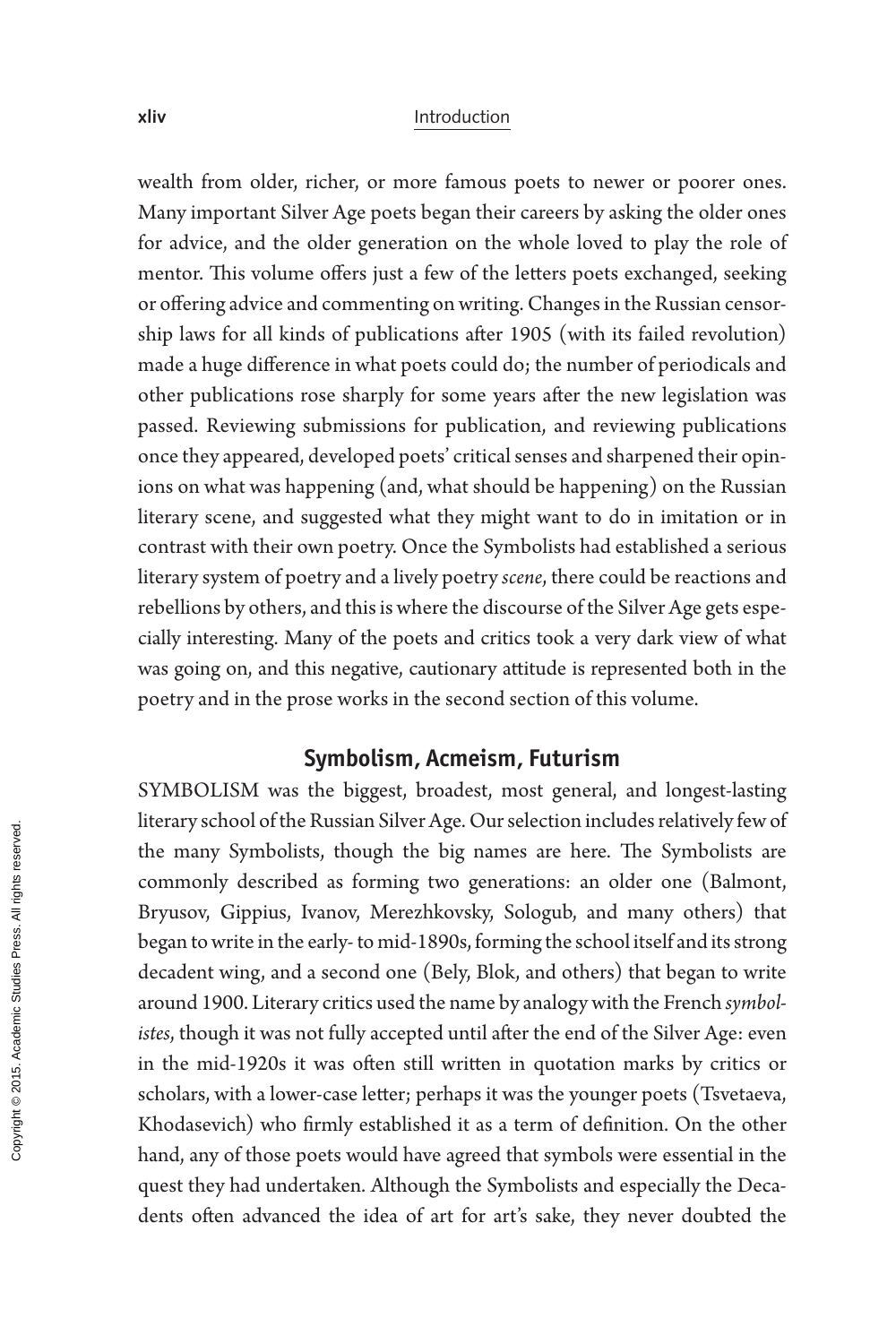wealth from older, richer, or more famous poets to newer or poorer ones. Many important Silver Age poets began their careers by asking the older ones for advice, and the older generation on the whole loved to play the role of mentor. This volume offers just a few of the letters poets exchanged, seeking or offering advice and commenting on writing. Changes in the Russian censorship laws for all kinds of publications after 1905 (with its failed revolution) made a huge difference in what poets could do; the number of periodicals and other publications rose sharply for some years after the new legislation was passed. Reviewing submissions for publication, and reviewing publications once they appeared, developed poets' critical senses and sharpened their opinions on what was happening (and, what should be happening) on the Russian literary scene, and suggested what they might want to do in imitation or in contrast with their own poetry. Once the Symbolists had established a serious literary system of poetry and a lively poetry *scene*, there could be reactions and rebellions by others, and this is where the discourse of the Silver Age gets especially interesting. Many of the poets and critics took a very dark view of what was going on, and this negative, cautionary attitude is represented both in the poetry and in the prose works in the second section of this volume.

## Symbolism, Acmeism, Futurism

SYMBOLISM was the biggest, broadest, most general, and longest-lasting literary school of the Russian Silver Age. Our selection includes relatively few of the many Symbolists, though the big names are here. The Symbolists are commonly described as forming two generations: an older one (Balmont, Bryusov, Gippius, Ivanov, Merezhkovsky, Sologub, and many others) that began to write in the early- to mid-1890s, forming the school itself and its strong decadent wing, and a second one (Bely, Blok, and others) that began to write around 1900. Literary critics used the name by analogy with the French *symbolistes*, though it was not fully accepted until after the end of the Silver Age: even in the mid-1920s it was often still written in quotation marks by critics or scholars, with a lower-case letter; perhaps it was the younger poets (Tsvetaeva, Khodasevich) who firmly established it as a term of definition. On the other hand, any of those poets would have agreed that symbols were essential in the quest they had undertaken. Although the Symbolists and especially the Decadents often advanced the idea of art for art's sake, they never doubted the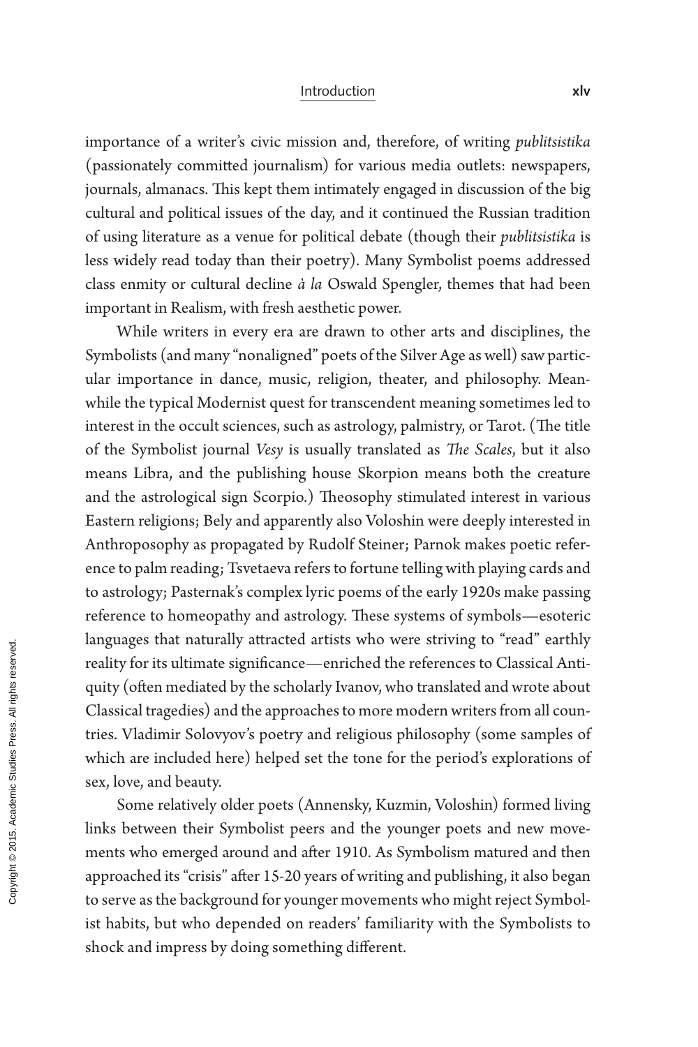importance of a writer's civic mission and, therefore, of writing *publitsistika* (passionately committed journalism) for various media outlets: newspapers, journals, almanacs. This kept them intimately engaged in discussion of the big cultural and political issues of the day, and it continued the Russian tradition of using literature as a venue for political debate (though their *publitsistika* is less widely read today than their poetry). Many Symbolist poems addressed class enmity or cultural decline *à la* Oswald Spengler, themes that had been important in Realism, with fresh aesthetic power.

While writers in every era are drawn to other arts and disciplines, the Symbolists (and many "nonaligned" poets of the Silver Age as well) saw particular importance in dance, music, religion, theater, and philosophy. Meanwhile the typical Modernist quest for transcendent meaning sometimes led to interest in the occult sciences, such as astrology, palmistry, or Tarot. (The title of the Symbolist journal *Vesy* is usually translated as *The Scales*, but it also means Libra, and the publishing house Skorpion means both the creature and the astrological sign Scorpio.) Theosophy stimulated interest in various Eastern religions; Bely and apparently also Voloshin were deeply interested in Anthroposophy as propagated by Rudolf Steiner; Parnok makes poetic reference to palm reading; Tsvetaeva refers to fortune telling with playing cards and to astrology; Pasternak's complex lyric poems of the early 1920s make passing reference to homeopathy and astrology. These systems of symbols—esoteric languages that naturally attracted artists who were striving to "read" earthly reality for its ultimate significance—enriched the references to Classical Antiquity (often mediated by the scholarly Ivanov, who translated and wrote about Classical tragedies) and the approaches to more modern writers from all countries. Vladimir Solovyov's poetry and religious philosophy (some samples of which are included here) helped set the tone for the period's explorations of sex, love, and beauty.

Some relatively older poets (Annensky, Kuzmin, Voloshin) formed living links between their Symbolist peers and the younger poets and new movements who emerged around and after 1910. As Symbolism matured and then approached its "crisis" after 15-20 years of writing and publishing, it also began to serve as the background for younger movements who might reject Symbolist habits, but who depended on readers' familiarity with the Symbolists to shock and impress by doing something different.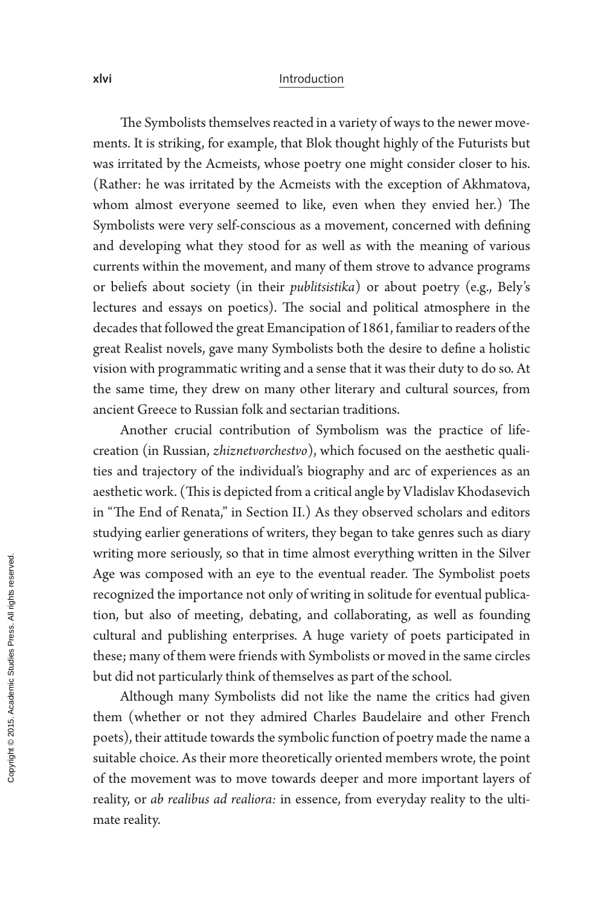The Symbolists themselves reacted in a variety of ways to the newer movements. It is striking, for example, that Blok thought highly of the Futurists but was irritated by the Acmeists, whose poetry one might consider closer to his. (Rather: he was irritated by the Acmeists with the exception of Akhmatova, whom almost everyone seemed to like, even when they envied her.) The Symbolists were very self-conscious as a movement, concerned with defining and developing what they stood for as well as with the meaning of various currents within the movement, and many of them strove to advance programs or beliefs about society (in their *publitsistika*) or about poetry (e.g., Bely's lectures and essays on poetics). The social and political atmosphere in the decades that followed the great Emancipation of 1861, familiar to readers of the great Realist novels, gave many Symbolists both the desire to define a holistic vision with programmatic writing and a sense that it was their duty to do so. At the same time, they drew on many other literary and cultural sources, from ancient Greece to Russian folk and sectarian traditions.

Another crucial contribution of Symbolism was the practice of life-creation (in Russian, *zhiznetvorchestvo*), which focused on the aesthetic qualities and trajectory of the individual's biography and arc of experiences as an aesthetic work. (This is depicted from a critical angle by Vladislav Khodasevich in "The End of Renata," in Section II.) As they observed scholars and editors studying earlier generations of writers, they began to take genres such as diary writing more seriously, so that in time almost everything written in the Silver Age was composed with an eye to the eventual reader. The Symbolist poets recognized the importance not only of writing in solitude for eventual publication, but also of meeting, debating, and collaborating, as well as founding cultural and publishing enterprises. A huge variety of poets participated in these; many of them were friends with Symbolists or moved in the same circles but did not particularly think of themselves as part of the school.

Although many Symbolists did not like the name the critics had given them (whether or not they admired Charles Baudelaire and other French poets), their attitude towards the symbolic function of poetry made the name a suitable choice. As their more theoretically oriented members wrote, the point of the movement was to move towards deeper and more important layers of reality, or *ab realibus ad realiora:* in essence, from everyday reality to the ultimate reality.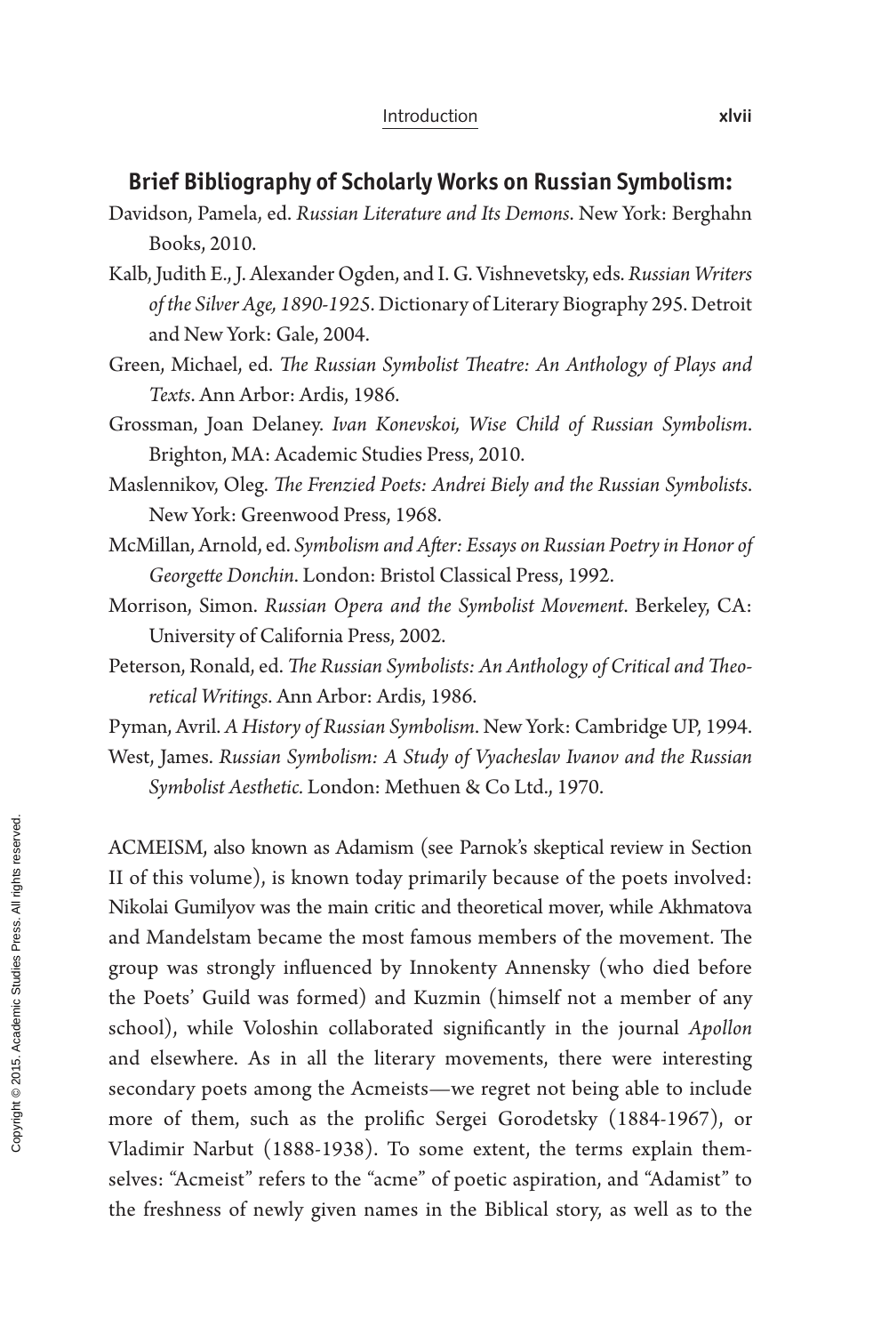## Brief Bibliography of Scholarly Works on Russian Symbolism:

Davidson, Pamela, ed. *Russian Literature and Its Demons*. New York: Berghahn Books, 2010.

Kalb, Judith E., J. Alexander Ogden, and I. G. Vishnevetsky, eds. *Russian Writers of the Silver Age, 1890-1925*. Dictionary of Literary Biography 295. Detroit and New York: Gale, 2004.

Green, Michael, ed. *The Russian Symbolist Theatre: An Anthology of Plays and Texts*. Ann Arbor: Ardis, 1986.

Grossman, Joan Delaney. *Ivan Konevskoi, Wise Child of Russian Symbolism*. Brighton, MA: Academic Studies Press, 2010.

Maslennikov, Oleg. *The Frenzied Poets: Andrei Biely and the Russian Symbolists*. New York: Greenwood Press, 1968.

McMillan, Arnold, ed. *Symbolism and After: Essays on Russian Poetry in Honor of Georgette Donchin*. London: Bristol Classical Press, 1992.

Morrison, Simon. *Russian Opera and the Symbolist Movement*. Berkeley, CA: University of California Press, 2002.

Peterson, Ronald, ed. *The Russian Symbolists: An Anthology of Critical and Theoretical Writings*. Ann Arbor: Ardis, 1986.

Pyman, Avril. *A History of Russian Symbolism*. New York: Cambridge UP, 1994.

West, James. *Russian Symbolism: A Study of Vyacheslav Ivanov and the Russian Symbolist Aesthetic*. London: Methuen & Co Ltd., 1970.

ACMEISM, also known as Adamism (see Parnok's skeptical review in Section II of this volume), is known today primarily because of the poets involved: Nikolai Gumilyov was the main critic and theoretical mover, while Akhmatova and Mandelstam became the most famous members of the movement. The group was strongly influenced by Innokenty Annensky (who died before the Poets' Guild was formed) and Kuzmin (himself not a member of any school), while Voloshin collaborated significantly in the journal *Apollon* and elsewhere. As in all the literary movements, there were interesting secondary poets among the Acmeists—we regret not being able to include more of them, such as the prolific Sergei Gorodetsky (1884-1967), or Vladimir Narbut (1888-1938). To some extent, the terms explain themselves: "Acmeist" refers to the "acme" of poetic aspiration, and "Adamist" to the freshness of newly given names in the Biblical story, as well as to the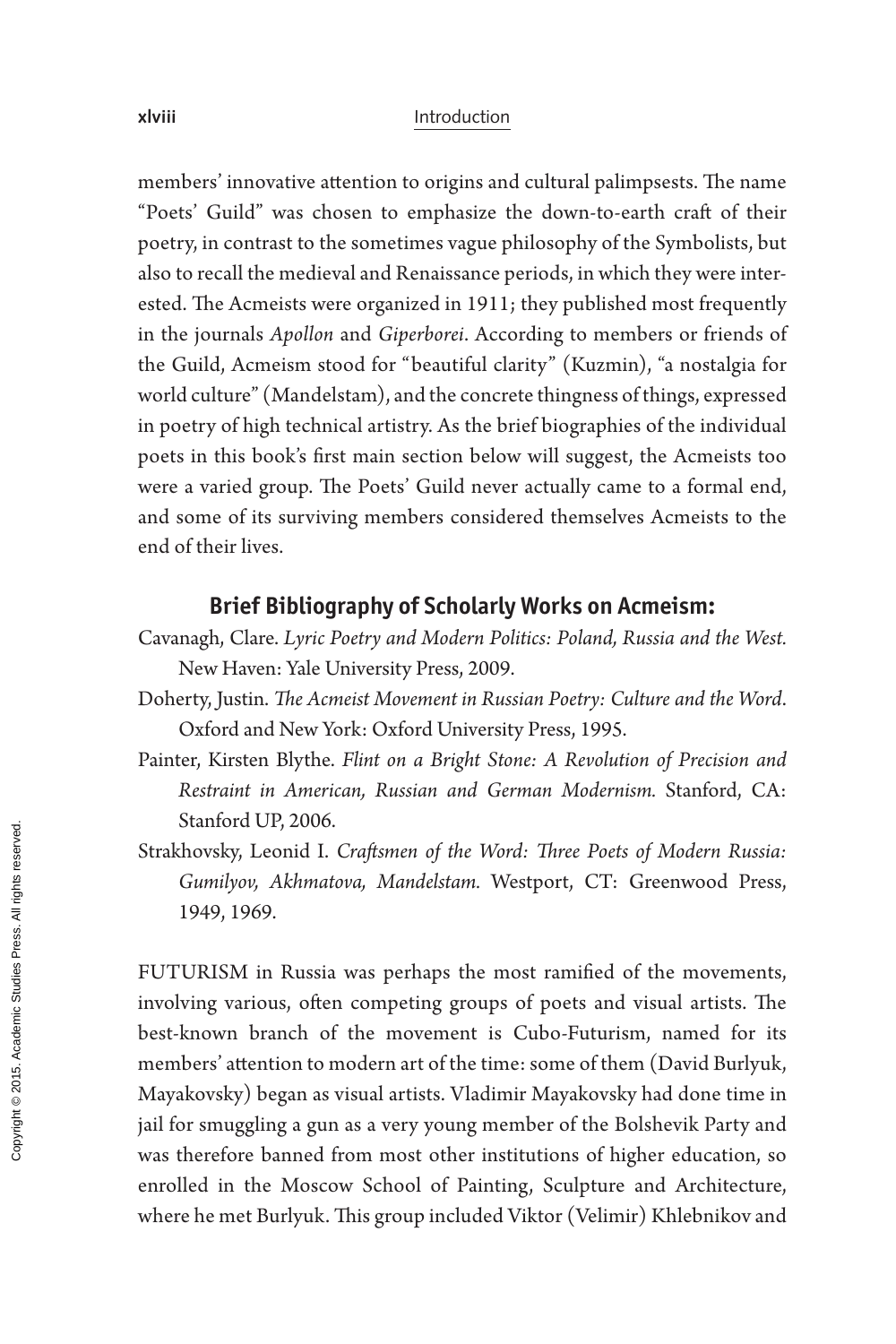members' innovative attention to origins and cultural palimpsests. The name "Poets' Guild" was chosen to emphasize the down-to-earth craft of their poetry, in contrast to the sometimes vague philosophy of the Symbolists, but also to recall the medieval and Renaissance periods, in which they were interested. The Acmeists were organized in 1911; they published most frequently in the journals *Apollon* and *Giperborei*. According to members or friends of the Guild, Acmeism stood for "beautiful clarity" (Kuzmin), "a nostalgia for world culture" (Mandelstam), and the concrete thingness of things, expressed in poetry of high technical artistry. As the brief biographies of the individual poets in this book's first main section below will suggest, the Acmeists too were a varied group. The Poets' Guild never actually came to a formal end, and some of its surviving members considered themselves Acmeists to the end of their lives.

## Brief Bibliography of Scholarly Works on Acmeism:

Cavanagh, Clare. *Lyric Poetry and Modern Politics: Poland, Russia and the West.* New Haven: Yale University Press, 2009.

Doherty, Justin. *The Acmeist Movement in Russian Poetry: Culture and the Word*. Oxford and New York: Oxford University Press, 1995.

Painter, Kirsten Blythe. *Flint on a Bright Stone: A Revolution of Precision and Restraint in American, Russian and German Modernism.* Stanford, CA: Stanford UP, 2006.

Strakhovsky, Leonid I. *Craftsmen of the Word: Three Poets of Modern Russia: Gumilyov, Akhmatova, Mandelstam.* Westport, CT: Greenwood Press, 1949, 1969.

FUTURISM in Russia was perhaps the most ramified of the movements, involving various, often competing groups of poets and visual artists. The best-known branch of the movement is Cubo-Futurism, named for its members' attention to modern art of the time: some of them (David Burlyuk, Mayakovsky) began as visual artists. Vladimir Mayakovsky had done time in jail for smuggling a gun as a very young member of the Bolshevik Party and was therefore banned from most other institutions of higher education, so enrolled in the Moscow School of Painting, Sculpture and Architecture, where he met Burlyuk. This group included Viktor (Velimir) Khlebnikov and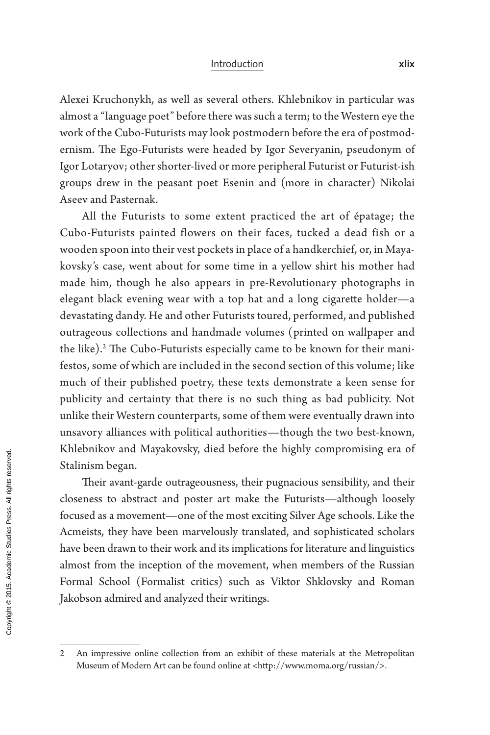Alexei Kruchonykh, as well as several others. Khlebnikov in particular was almost a "language poet" before there was such a term; to the Western eye the work of the Cubo-Futurists may look postmodern before the era of postmodernism. The Ego-Futurists were headed by Igor Severyanin, pseudonym of Igor Lotaryov; other shorter-lived or more peripheral Futurist or Futurist-ish groups drew in the peasant poet Esenin and (more in character) Nikolai Aseev and Pasternak.

All the Futurists to some extent practiced the art of épatage; the Cubo-Futurists painted flowers on their faces, tucked a dead fish or a wooden spoon into their vest pockets in place of a handkerchief, or, in Mayakovsky's case, went about for some time in a yellow shirt his mother had made him, though he also appears in pre-Revolutionary photographs in elegant black evening wear with a top hat and a long cigarette holder—a devastating dandy. He and other Futurists toured, performed, and published outrageous collections and handmade volumes (printed on wallpaper and the like).[2] The Cubo-Futurists especially came to be known for their manifestos, some of which are included in the second section of this volume; like much of their published poetry, these texts demonstrate a keen sense for publicity and certainty that there is no such thing as bad publicity. Not unlike their Western counterparts, some of them were eventually drawn into unsavory alliances with political authorities—though the two best-known, Khlebnikov and Mayakovsky, died before the highly compromising era of Stalinism began.

Their avant-garde outrageousness, their pugnacious sensibility, and their closeness to abstract and poster art make the Futurists—although loosely focused as a movement—one of the most exciting Silver Age schools. Like the Acmeists, they have been marvelously translated, and sophisticated scholars have been drawn to their work and its implications for literature and linguistics almost from the inception of the movement, when members of the Russian Formal School (Formalist critics) such as Viktor Shklovsky and Roman Jakobson admired and analyzed their writings.

2 An impressive online collection from an exhibit of these materials at the Metropolitan Museum of Modern Art can be found online at <http://www.moma.org/russian/>.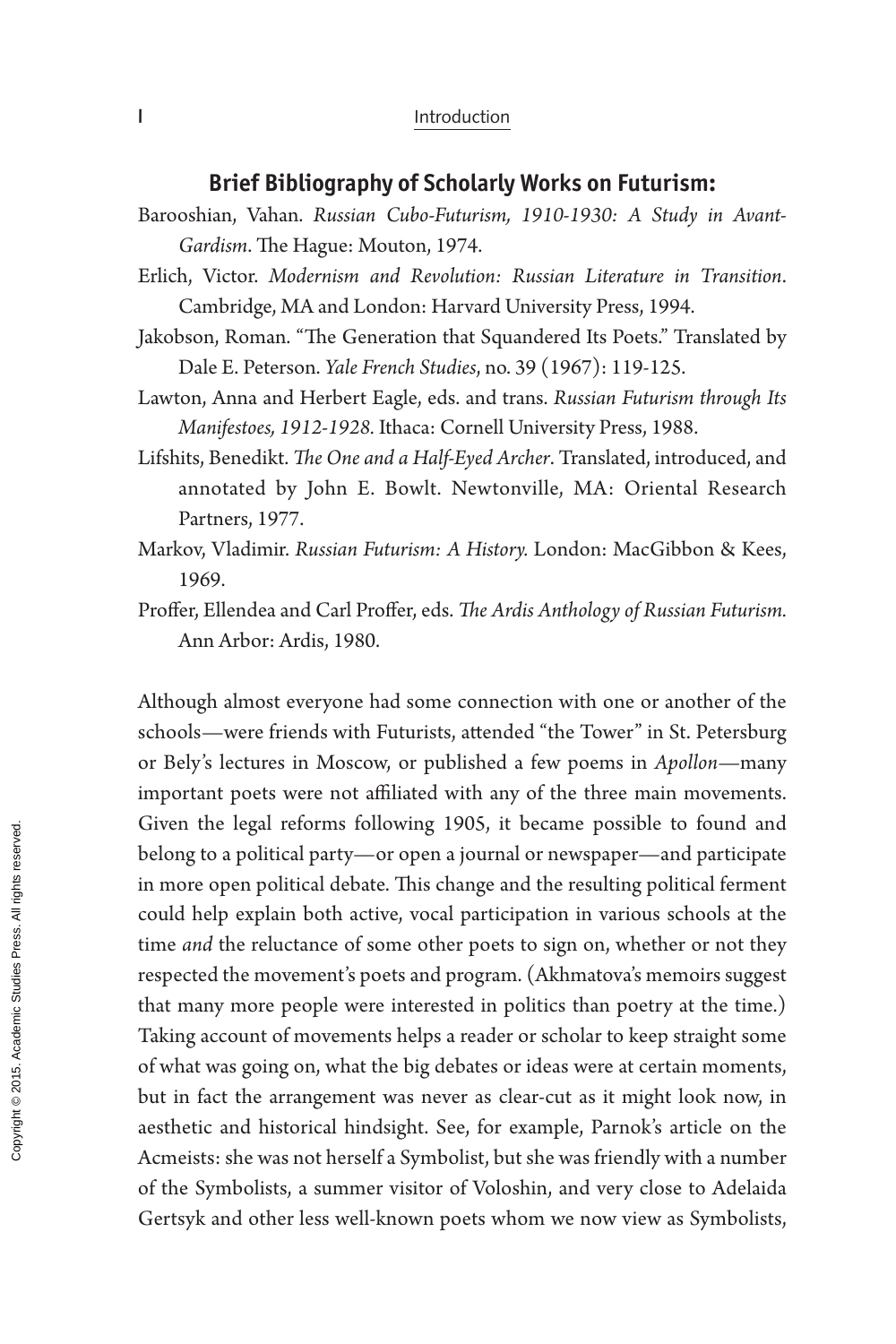## Brief Bibliography of Scholarly Works on Futurism:

Barooshian, Vahan. *Russian Cubo-Futurism, 1910-1930: A Study in Avant-Gardism*. The Hague: Mouton, 1974.

Erlich, Victor. *Modernism and Revolution: Russian Literature in Transition*. Cambridge, MA and London: Harvard University Press, 1994.

Jakobson, Roman. "The Generation that Squandered Its Poets." Translated by Dale E. Peterson. *Yale French Studies*, no. 39 (1967): 119-125.

Lawton, Anna and Herbert Eagle, eds. and trans. *Russian Futurism through Its Manifestoes, 1912-1928.* Ithaca: Cornell University Press, 1988.

Lifshits, Benedikt. *The One and a Half-Eyed Archer*. Translated, introduced, and annotated by John E. Bowlt. Newtonville, MA: Oriental Research Partners, 1977.

Markov, Vladimir. *Russian Futurism: A History.* London: MacGibbon & Kees, 1969.

Proffer, Ellendea and Carl Proffer, eds. *The Ardis Anthology of Russian Futurism.* Ann Arbor: Ardis, 1980.

Although almost everyone had some connection with one or another of the schools—were friends with Futurists, attended "the Tower" in St. Petersburg or Bely's lectures in Moscow, or published a few poems in *Apollon*—many important poets were not affiliated with any of the three main movements. Given the legal reforms following 1905, it became possible to found and belong to a political party—or open a journal or newspaper—and participate in more open political debate. This change and the resulting political ferment could help explain both active, vocal participation in various schools at the time *and* the reluctance of some other poets to sign on, whether or not they respected the movement's poets and program. (Akhmatova's memoirs suggest that many more people were interested in politics than poetry at the time.) Taking account of movements helps a reader or scholar to keep straight some of what was going on, what the big debates or ideas were at certain moments, but in fact the arrangement was never as clear-cut as it might look now, in aesthetic and historical hindsight. See, for example, Parnok's article on the Acmeists: she was not herself a Symbolist, but she was friendly with a number of the Symbolists, a summer visitor of Voloshin, and very close to Adelaida Gertsyk and other less well-known poets whom we now view as Symbolists,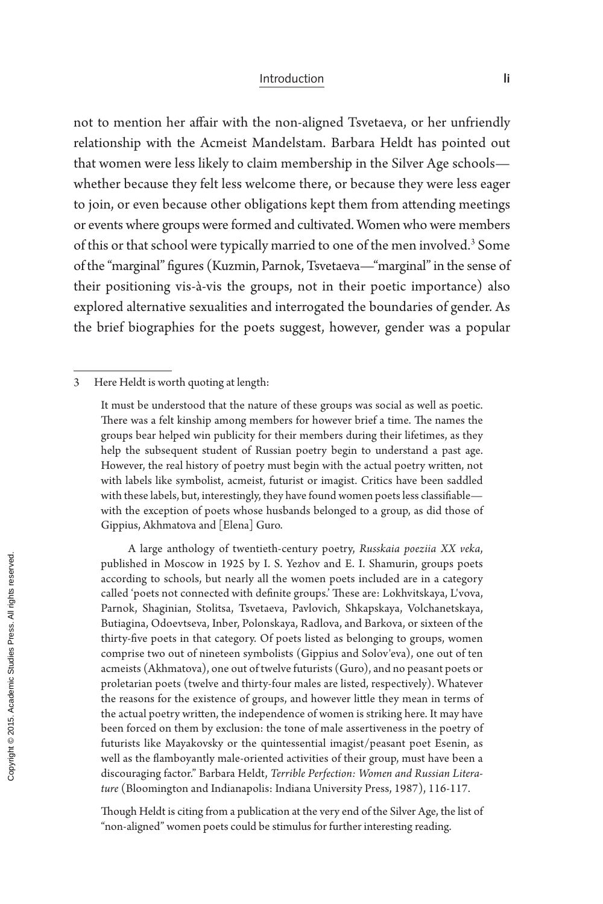not to mention her affair with the non-aligned Tsvetaeva, or her unfriendly relationship with the Acmeist Mandelstam. Barbara Heldt has pointed out that women were less likely to claim membership in the Silver Age schools—whether because they felt less welcome there, or because they were less eager to join, or even because other obligations kept them from attending meetings or events where groups were formed and cultivated. Women who were members of this or that school were typically married to one of the men involved.[3] Some of the "marginal" figures (Kuzmin, Parnok, Tsvetaeva—"marginal" in the sense of their positioning vis-à-vis the groups, not in their poetic importance) also explored alternative sexualities and interrogated the boundaries of gender. As the brief biographies for the poets suggest, however, gender was a popular

---

3 Here Heldt is worth quoting at length:

> It must be understood that the nature of these groups was social as well as poetic. There was a felt kinship among members for however brief a time. The names the groups bear helped win publicity for their members during their lifetimes, as they help the subsequent student of Russian poetry begin to understand a past age. However, the real history of poetry must begin with the actual poetry written, not with labels like symbolist, acmeist, futurist or imagist. Critics have been saddled with these labels, but, interestingly, they have found women poets less classifiable—with the exception of poets whose husbands belonged to a group, as did those of Gippius, Akhmatova and [Elena] Guro.
>
> A large anthology of twentieth-century poetry, *Russkaia poeziia XX veka*, published in Moscow in 1925 by I. S. Yezhov and E. I. Shamurin, groups poets according to schools, but nearly all the women poets included are in a category called 'poets not connected with definite groups.' These are: Lokhvitskaya, L'vova, Parnok, Shaginian, Stolitsa, Tsvetaeva, Pavlovich, Shkapskaya, Volchanetskaya, Butiagina, Odoevtseva, Inber, Polonskaya, Radlova, and Barkova, or sixteen of the thirty-five poets in that category. Of poets listed as belonging to groups, women comprise two out of nineteen symbolists (Gippius and Solov'eva), one out of ten acmeists (Akhmatova), one out of twelve futurists (Guro), and no peasant poets or proletarian poets (twelve and thirty-four males are listed, respectively). Whatever the reasons for the existence of groups, and however little they mean in terms of the actual poetry written, the independence of women is striking here. It may have been forced on them by exclusion: the tone of male assertiveness in the poetry of futurists like Mayakovsky or the quintessential imagist/peasant poet Esenin, as well as the flamboyantly male-oriented activities of their group, must have been a discouraging factor." Barbara Heldt, *Terrible Perfection: Women and Russian Literature* (Bloomington and Indianapolis: Indiana University Press, 1987), 116-117.

Though Heldt is citing from a publication at the very end of the Silver Age, the list of "non-aligned" women poets could be stimulus for further interesting reading.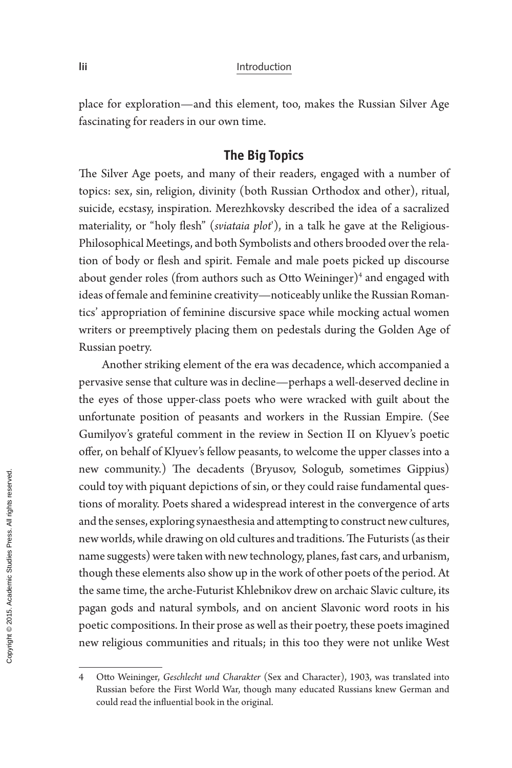place for exploration—and this element, too, makes the Russian Silver Age fascinating for readers in our own time.

## The Big Topics

The Silver Age poets, and many of their readers, engaged with a number of topics: sex, sin, religion, divinity (both Russian Orthodox and other), ritual, suicide, ecstasy, inspiration. Merezhkovsky described the idea of a sacralized materiality, or "holy flesh" (*sviataia plot'*), in a talk he gave at the Religious-Philosophical Meetings, and both Symbolists and others brooded over the relation of body or flesh and spirit. Female and male poets picked up discourse about gender roles (from authors such as Otto Weininger)[4] and engaged with ideas of female and feminine creativity—noticeably unlike the Russian Romantics' appropriation of feminine discursive space while mocking actual women writers or preemptively placing them on pedestals during the Golden Age of Russian poetry.

Another striking element of the era was decadence, which accompanied a pervasive sense that culture was in decline—perhaps a well-deserved decline in the eyes of those upper-class poets who were wracked with guilt about the unfortunate position of peasants and workers in the Russian Empire. (See Gumilyov's grateful comment in the review in Section II on Klyuev's poetic offer, on behalf of Klyuev's fellow peasants, to welcome the upper classes into a new community.) The decadents (Bryusov, Sologub, sometimes Gippius) could toy with piquant depictions of sin, or they could raise fundamental questions of morality. Poets shared a widespread interest in the convergence of arts and the senses, exploring synaesthesia and attempting to construct new cultures, new worlds, while drawing on old cultures and traditions. The Futurists (as their name suggests) were taken with new technology, planes, fast cars, and urbanism, though these elements also show up in the work of other poets of the period. At the same time, the arche-Futurist Khlebnikov drew on archaic Slavic culture, its pagan gods and natural symbols, and on ancient Slavonic word roots in his poetic compositions. In their prose as well as their poetry, these poets imagined new religious communities and rituals; in this too they were not unlike West

---

4 Otto Weininger, *Geschlecht und Charakter* (Sex and Character), 1903, was translated into Russian before the First World War, though many educated Russians knew German and could read the influential book in the original.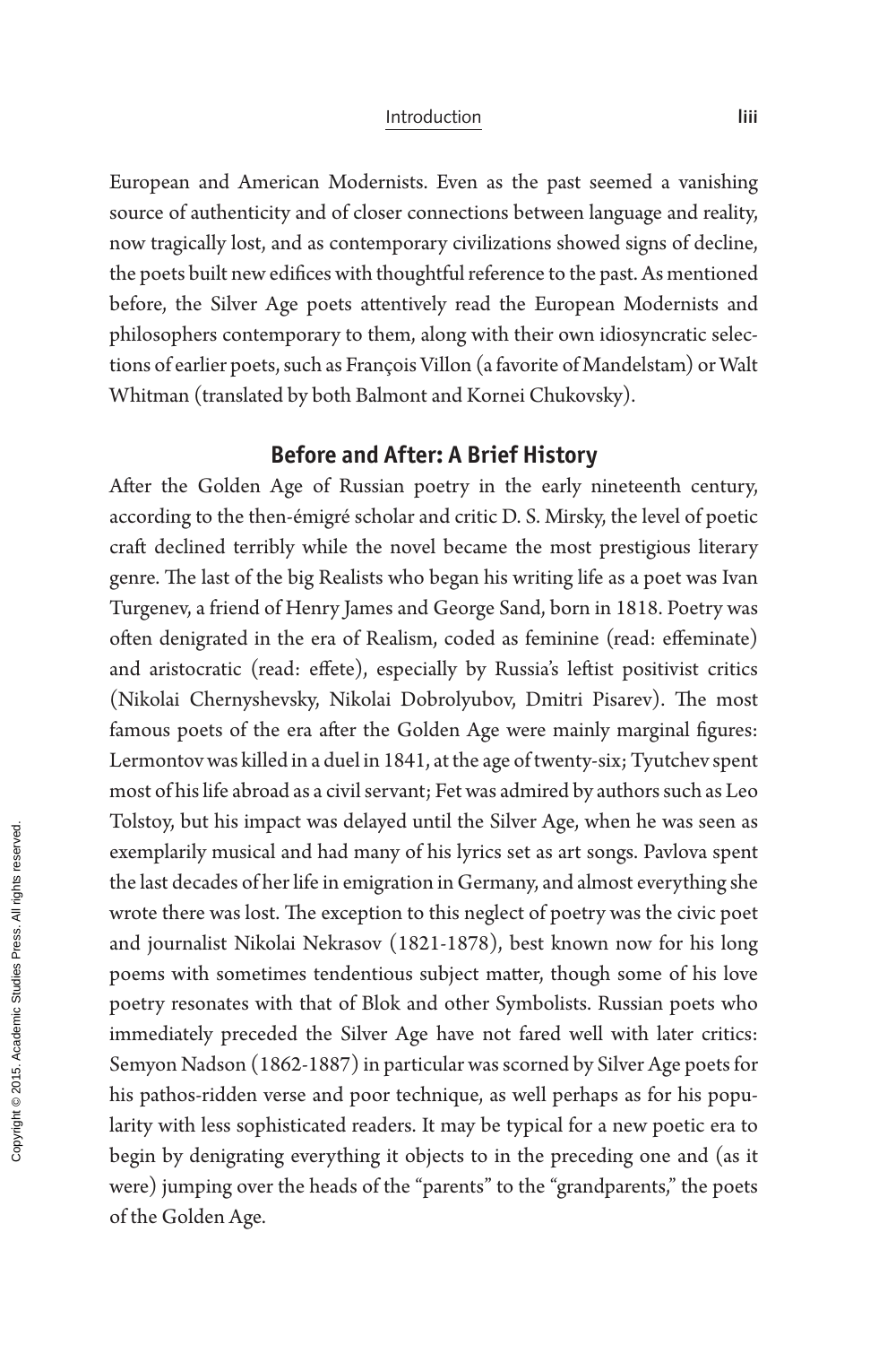European and American Modernists. Even as the past seemed a vanishing source of authenticity and of closer connections between language and reality, now tragically lost, and as contemporary civilizations showed signs of decline, the poets built new edifices with thoughtful reference to the past. As mentioned before, the Silver Age poets attentively read the European Modernists and philosophers contemporary to them, along with their own idiosyncratic selections of earlier poets, such as François Villon (a favorite of Mandelstam) or Walt Whitman (translated by both Balmont and Kornei Chukovsky).

## Before and After: A Brief History

After the Golden Age of Russian poetry in the early nineteenth century, according to the then-émigré scholar and critic D. S. Mirsky, the level of poetic craft declined terribly while the novel became the most prestigious literary genre. The last of the big Realists who began his writing life as a poet was Ivan Turgenev, a friend of Henry James and George Sand, born in 1818. Poetry was often denigrated in the era of Realism, coded as feminine (read: effeminate) and aristocratic (read: effete), especially by Russia's leftist positivist critics (Nikolai Chernyshevsky, Nikolai Dobrolyubov, Dmitri Pisarev). The most famous poets of the era after the Golden Age were mainly marginal figures: Lermontov was killed in a duel in 1841, at the age of twenty-six; Tyutchev spent most of his life abroad as a civil servant; Fet was admired by authors such as Leo Tolstoy, but his impact was delayed until the Silver Age, when he was seen as exemplarily musical and had many of his lyrics set as art songs. Pavlova spent the last decades of her life in emigration in Germany, and almost everything she wrote there was lost. The exception to this neglect of poetry was the civic poet and journalist Nikolai Nekrasov (1821-1878), best known now for his long poems with sometimes tendentious subject matter, though some of his love poetry resonates with that of Blok and other Symbolists. Russian poets who immediately preceded the Silver Age have not fared well with later critics: Semyon Nadson (1862-1887) in particular was scorned by Silver Age poets for his pathos-ridden verse and poor technique, as well perhaps as for his popularity with less sophisticated readers. It may be typical for a new poetic era to begin by denigrating everything it objects to in the preceding one and (as it were) jumping over the heads of the "parents" to the "grandparents," the poets of the Golden Age.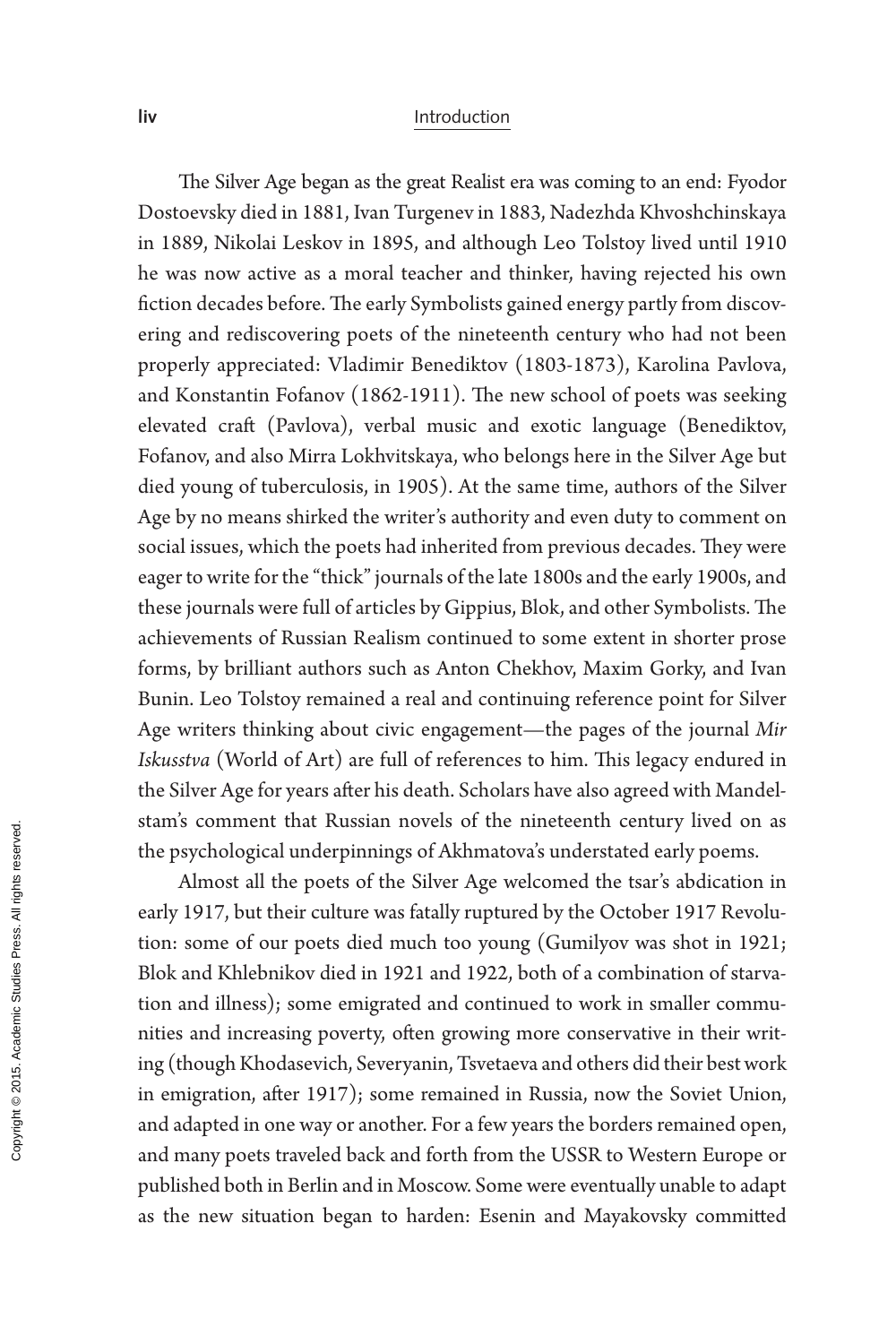The Silver Age began as the great Realist era was coming to an end: Fyodor Dostoevsky died in 1881, Ivan Turgenev in 1883, Nadezhda Khvoshchinskaya in 1889, Nikolai Leskov in 1895, and although Leo Tolstoy lived until 1910 he was now active as a moral teacher and thinker, having rejected his own fiction decades before. The early Symbolists gained energy partly from discovering and rediscovering poets of the nineteenth century who had not been properly appreciated: Vladimir Benediktov (1803-1873), Karolina Pavlova, and Konstantin Fofanov (1862-1911). The new school of poets was seeking elevated craft (Pavlova), verbal music and exotic language (Benediktov, Fofanov, and also Mirra Lokhvitskaya, who belongs here in the Silver Age but died young of tuberculosis, in 1905). At the same time, authors of the Silver Age by no means shirked the writer's authority and even duty to comment on social issues, which the poets had inherited from previous decades. They were eager to write for the "thick" journals of the late 1800s and the early 1900s, and these journals were full of articles by Gippius, Blok, and other Symbolists. The achievements of Russian Realism continued to some extent in shorter prose forms, by brilliant authors such as Anton Chekhov, Maxim Gorky, and Ivan Bunin. Leo Tolstoy remained a real and continuing reference point for Silver Age writers thinking about civic engagement—the pages of the journal *Mir Iskusstva* (World of Art) are full of references to him. This legacy endured in the Silver Age for years after his death. Scholars have also agreed with Mandelstam's comment that Russian novels of the nineteenth century lived on as the psychological underpinnings of Akhmatova's understated early poems.

Almost all the poets of the Silver Age welcomed the tsar's abdication in early 1917, but their culture was fatally ruptured by the October 1917 Revolution: some of our poets died much too young (Gumilyov was shot in 1921; Blok and Khlebnikov died in 1921 and 1922, both of a combination of starvation and illness); some emigrated and continued to work in smaller communities and increasing poverty, often growing more conservative in their writing (though Khodasevich, Severyanin, Tsvetaeva and others did their best work in emigration, after 1917); some remained in Russia, now the Soviet Union, and adapted in one way or another. For a few years the borders remained open, and many poets traveled back and forth from the USSR to Western Europe or published both in Berlin and in Moscow. Some were eventually unable to adapt as the new situation began to harden: Esenin and Mayakovsky committed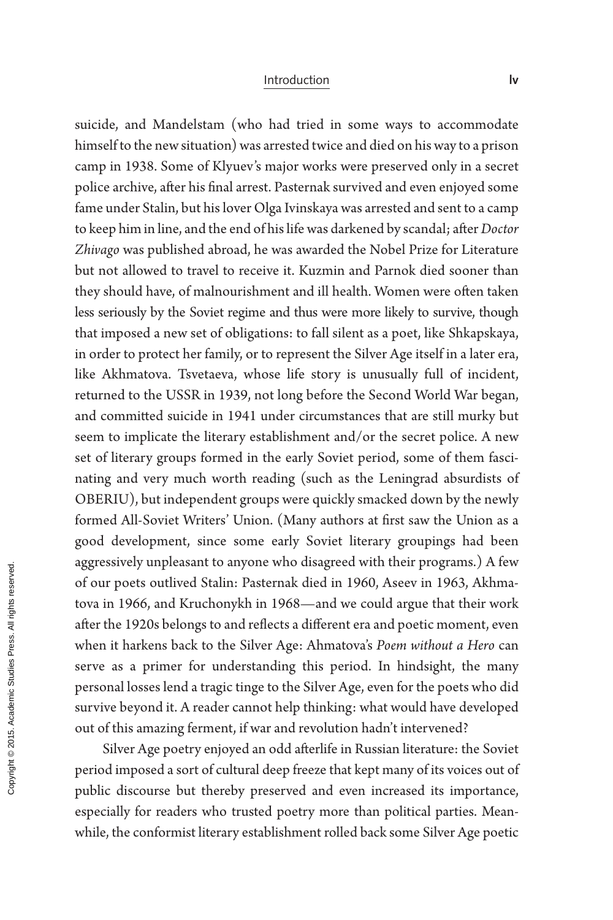suicide, and Mandelstam (who had tried in some ways to accommodate himself to the new situation) was arrested twice and died on his way to a prison camp in 1938. Some of Klyuev's major works were preserved only in a secret police archive, after his final arrest. Pasternak survived and even enjoyed some fame under Stalin, but his lover Olga Ivinskaya was arrested and sent to a camp to keep him in line, and the end of his life was darkened by scandal; after *Doctor Zhivago* was published abroad, he was awarded the Nobel Prize for Literature but not allowed to travel to receive it. Kuzmin and Parnok died sooner than they should have, of malnourishment and ill health. Women were often taken less seriously by the Soviet regime and thus were more likely to survive, though that imposed a new set of obligations: to fall silent as a poet, like Shkapskaya, in order to protect her family, or to represent the Silver Age itself in a later era, like Akhmatova. Tsvetaeva, whose life story is unusually full of incident, returned to the USSR in 1939, not long before the Second World War began, and committed suicide in 1941 under circumstances that are still murky but seem to implicate the literary establishment and/or the secret police. A new set of literary groups formed in the early Soviet period, some of them fascinating and very much worth reading (such as the Leningrad absurdists of OBERIU), but independent groups were quickly smacked down by the newly formed All-Soviet Writers' Union. (Many authors at first saw the Union as a good development, since some early Soviet literary groupings had been aggressively unpleasant to anyone who disagreed with their programs.) A few of our poets outlived Stalin: Pasternak died in 1960, Aseev in 1963, Akhmatova in 1966, and Kruchonykh in 1968—and we could argue that their work after the 1920s belongs to and reflects a different era and poetic moment, even when it harkens back to the Silver Age: Ahmatova's *Poem without a Hero* can serve as a primer for understanding this period. In hindsight, the many personal losses lend a tragic tinge to the Silver Age, even for the poets who did survive beyond it. A reader cannot help thinking: what would have developed out of this amazing ferment, if war and revolution hadn't intervened?

Silver Age poetry enjoyed an odd afterlife in Russian literature: the Soviet period imposed a sort of cultural deep freeze that kept many of its voices out of public discourse but thereby preserved and even increased its importance, especially for readers who trusted poetry more than political parties. Meanwhile, the conformist literary establishment rolled back some Silver Age poetic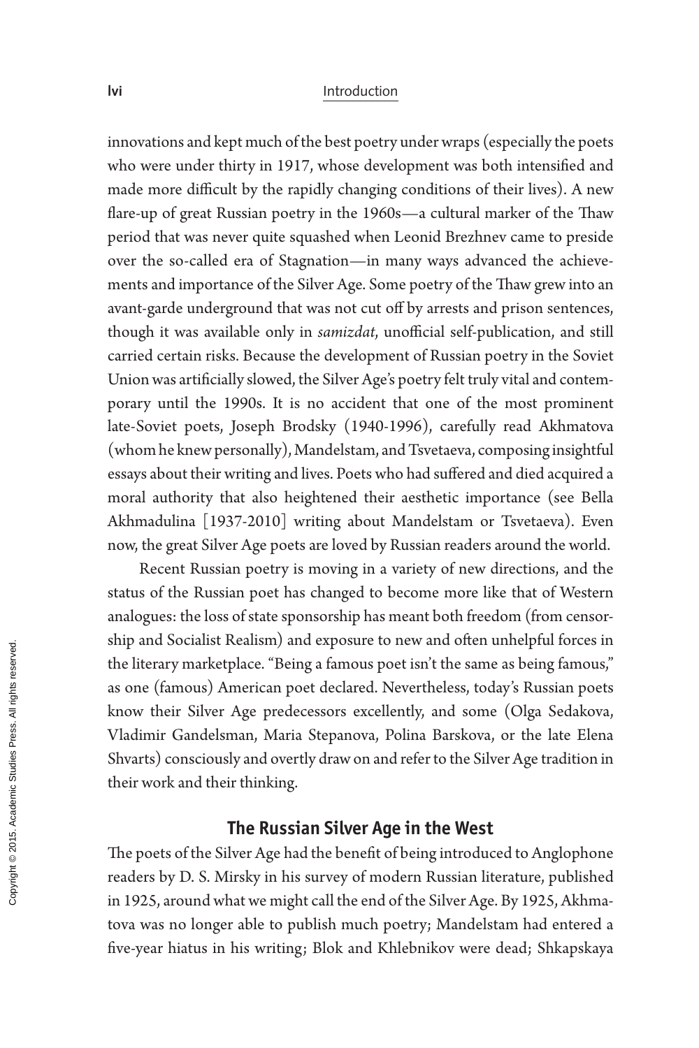innovations and kept much of the best poetry under wraps (especially the poets who were under thirty in 1917, whose development was both intensified and made more difficult by the rapidly changing conditions of their lives). A new flare-up of great Russian poetry in the 1960s—a cultural marker of the Thaw period that was never quite squashed when Leonid Brezhnev came to preside over the so-called era of Stagnation—in many ways advanced the achievements and importance of the Silver Age. Some poetry of the Thaw grew into an avant-garde underground that was not cut off by arrests and prison sentences, though it was available only in *samizdat*, unofficial self-publication, and still carried certain risks. Because the development of Russian poetry in the Soviet Union was artificially slowed, the Silver Age's poetry felt truly vital and contemporary until the 1990s. It is no accident that one of the most prominent late-Soviet poets, Joseph Brodsky (1940-1996), carefully read Akhmatova (whom he knew personally), Mandelstam, and Tsvetaeva, composing insightful essays about their writing and lives. Poets who had suffered and died acquired a moral authority that also heightened their aesthetic importance (see Bella Akhmadulina [1937-2010] writing about Mandelstam or Tsvetaeva). Even now, the great Silver Age poets are loved by Russian readers around the world.

Recent Russian poetry is moving in a variety of new directions, and the status of the Russian poet has changed to become more like that of Western analogues: the loss of state sponsorship has meant both freedom (from censorship and Socialist Realism) and exposure to new and often unhelpful forces in the literary marketplace. "Being a famous poet isn't the same as being famous," as one (famous) American poet declared. Nevertheless, today's Russian poets know their Silver Age predecessors excellently, and some (Olga Sedakova, Vladimir Gandelsman, Maria Stepanova, Polina Barskova, or the late Elena Shvarts) consciously and overtly draw on and refer to the Silver Age tradition in their work and their thinking.

## The Russian Silver Age in the West

The poets of the Silver Age had the benefit of being introduced to Anglophone readers by D. S. Mirsky in his survey of modern Russian literature, published in 1925, around what we might call the end of the Silver Age. By 1925, Akhmatova was no longer able to publish much poetry; Mandelstam had entered a five-year hiatus in his writing; Blok and Khlebnikov were dead; Shkapskaya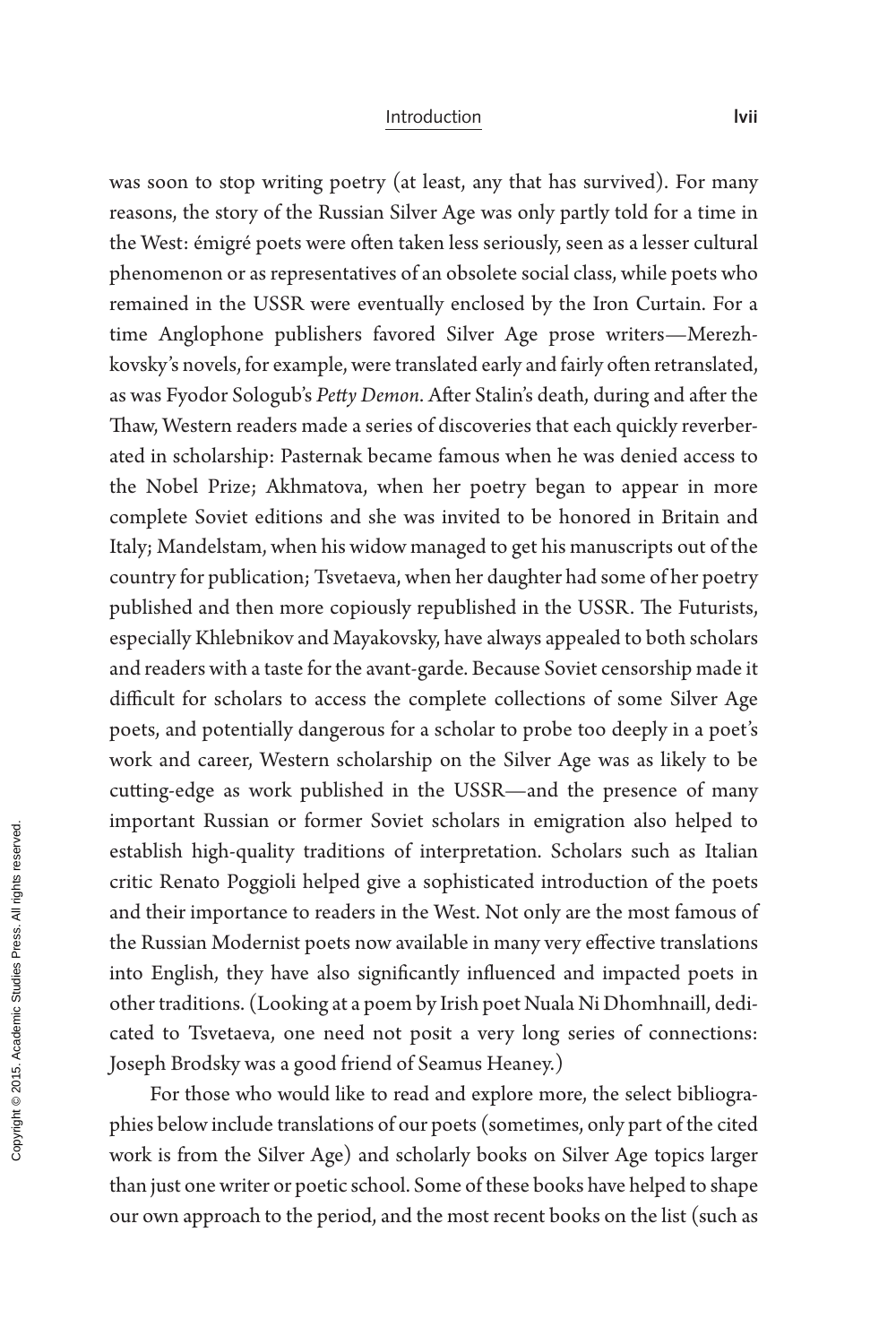was soon to stop writing poetry (at least, any that has survived). For many reasons, the story of the Russian Silver Age was only partly told for a time in the West: émigré poets were often taken less seriously, seen as a lesser cultural phenomenon or as representatives of an obsolete social class, while poets who remained in the USSR were eventually enclosed by the Iron Curtain. For a time Anglophone publishers favored Silver Age prose writers—Merezhkovsky's novels, for example, were translated early and fairly often retranslated, as was Fyodor Sologub's *Petty Demon*. After Stalin's death, during and after the Thaw, Western readers made a series of discoveries that each quickly reverberated in scholarship: Pasternak became famous when he was denied access to the Nobel Prize; Akhmatova, when her poetry began to appear in more complete Soviet editions and she was invited to be honored in Britain and Italy; Mandelstam, when his widow managed to get his manuscripts out of the country for publication; Tsvetaeva, when her daughter had some of her poetry published and then more copiously republished in the USSR. The Futurists, especially Khlebnikov and Mayakovsky, have always appealed to both scholars and readers with a taste for the avant-garde. Because Soviet censorship made it difficult for scholars to access the complete collections of some Silver Age poets, and potentially dangerous for a scholar to probe too deeply in a poet's work and career, Western scholarship on the Silver Age was as likely to be cutting-edge as work published in the USSR—and the presence of many important Russian or former Soviet scholars in emigration also helped to establish high-quality traditions of interpretation. Scholars such as Italian critic Renato Poggioli helped give a sophisticated introduction of the poets and their importance to readers in the West. Not only are the most famous of the Russian Modernist poets now available in many very effective translations into English, they have also significantly influenced and impacted poets in other traditions. (Looking at a poem by Irish poet Nuala Ni Dhomhnaill, dedicated to Tsvetaeva, one need not posit a very long series of connections: Joseph Brodsky was a good friend of Seamus Heaney.)

For those who would like to read and explore more, the select bibliographies below include translations of our poets (sometimes, only part of the cited work is from the Silver Age) and scholarly books on Silver Age topics larger than just one writer or poetic school. Some of these books have helped to shape our own approach to the period, and the most recent books on the list (such as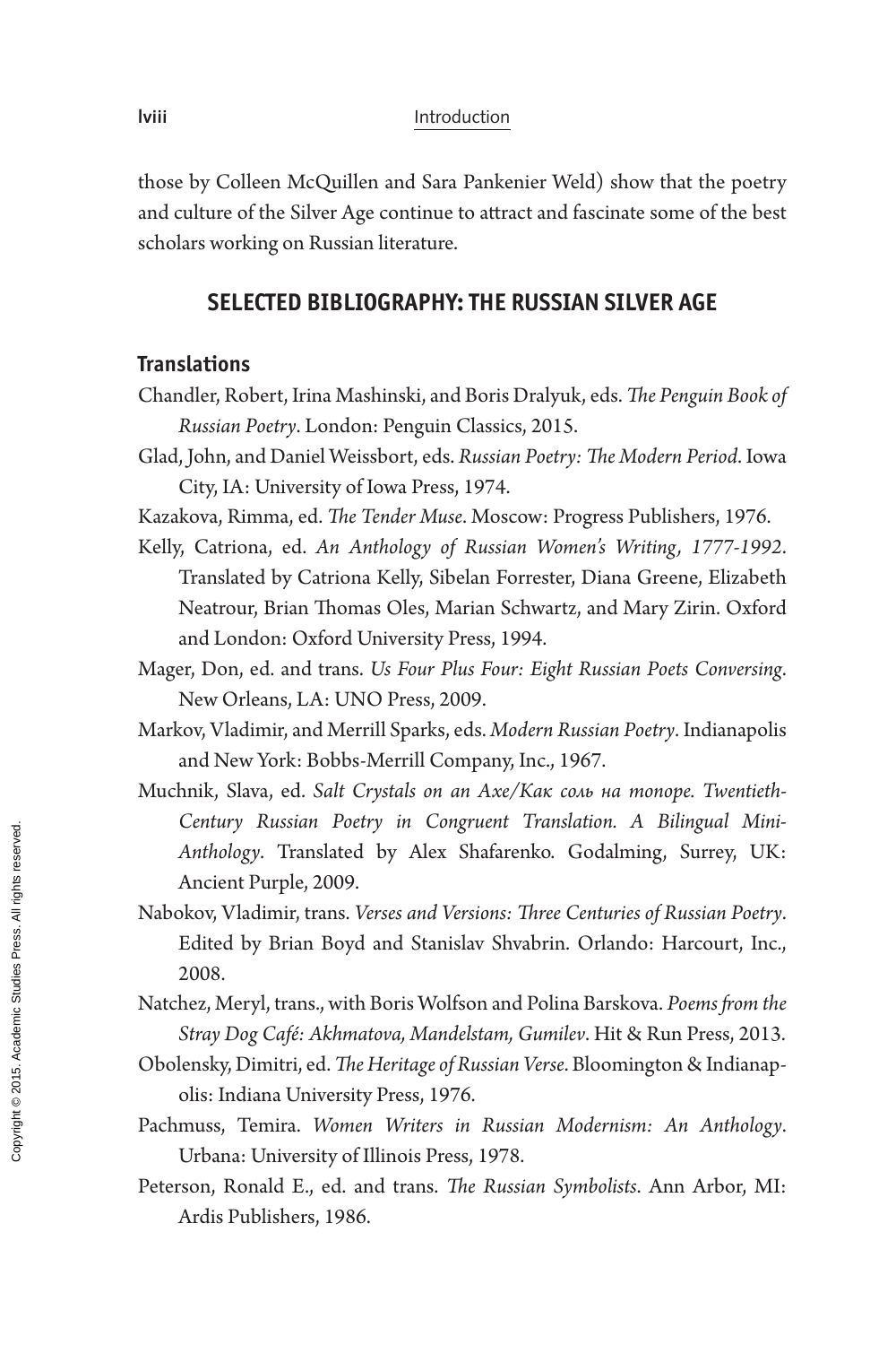those by Colleen McQuillen and Sara Pankenier Weld) show that the poetry and culture of the Silver Age continue to attract and fascinate some of the best scholars working on Russian literature.

## SELECTED BIBLIOGRAPHY: THE RUSSIAN SILVER AGE

### Translations

Chandler, Robert, Irina Mashinski, and Boris Dralyuk, eds. *The Penguin Book of Russian Poetry*. London: Penguin Classics, 2015.

Glad, John, and Daniel Weissbort, eds. *Russian Poetry: The Modern Period*. Iowa City, IA: University of Iowa Press, 1974.

Kazakova, Rimma, ed. *The Tender Muse*. Moscow: Progress Publishers, 1976.

Kelly, Catriona, ed. *An Anthology of Russian Women's Writing, 1777-1992*. Translated by Catriona Kelly, Sibelan Forrester, Diana Greene, Elizabeth Neatrour, Brian Thomas Oles, Marian Schwartz, and Mary Zirin. Oxford and London: Oxford University Press, 1994.

Mager, Don, ed. and trans. *Us Four Plus Four: Eight Russian Poets Conversing*. New Orleans, LA: UNO Press, 2009.

Markov, Vladimir, and Merrill Sparks, eds. *Modern Russian Poetry*. Indianapolis and New York: Bobbs-Merrill Company, Inc., 1967.

Muchnik, Slava, ed. *Salt Crystals on an Axe/Как соль на топоре. Twentieth-Century Russian Poetry in Congruent Translation. A Bilingual Mini-Anthology*. Translated by Alex Shafarenko. Godalming, Surrey, UK: Ancient Purple, 2009.

Nabokov, Vladimir, trans. *Verses and Versions: Three Centuries of Russian Poetry*. Edited by Brian Boyd and Stanislav Shvabrin. Orlando: Harcourt, Inc., 2008.

Natchez, Meryl, trans., with Boris Wolfson and Polina Barskova. *Poems from the Stray Dog Café: Akhmatova, Mandelstam, Gumilev*. Hit & Run Press, 2013.

Obolensky, Dimitri, ed. *The Heritage of Russian Verse*. Bloomington & Indianapolis: Indiana University Press, 1976.

Pachmuss, Temira. *Women Writers in Russian Modernism: An Anthology*. Urbana: University of Illinois Press, 1978.

Peterson, Ronald E., ed. and trans. *The Russian Symbolists*. Ann Arbor, MI: Ardis Publishers, 1986.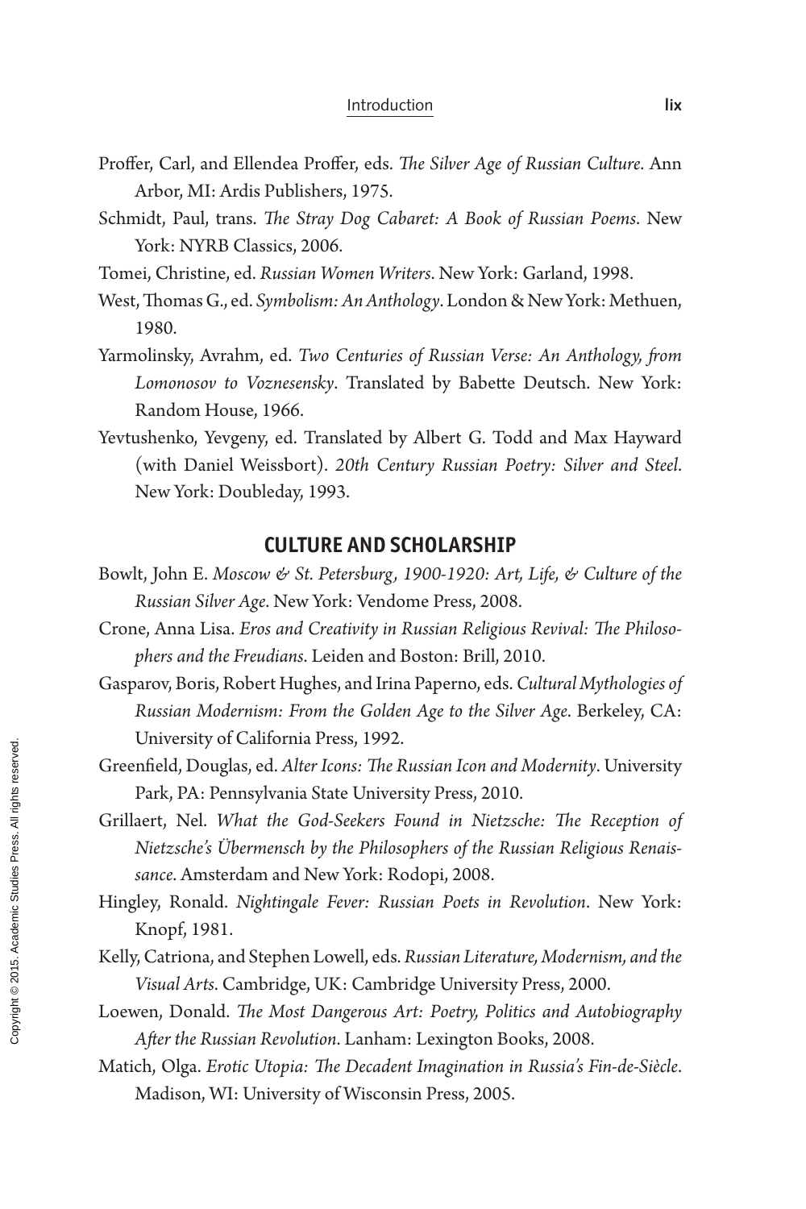Proffer, Carl, and Ellendea Proffer, eds. *The Silver Age of Russian Culture*. Ann Arbor, MI: Ardis Publishers, 1975.

Schmidt, Paul, trans. *The Stray Dog Cabaret: A Book of Russian Poems*. New York: NYRB Classics, 2006.

Tomei, Christine, ed. *Russian Women Writers*. New York: Garland, 1998.

West, Thomas G., ed. *Symbolism: An Anthology*. London & New York: Methuen, 1980.

Yarmolinsky, Avrahm, ed. *Two Centuries of Russian Verse: An Anthology, from Lomonosov to Voznesensky*. Translated by Babette Deutsch. New York: Random House, 1966.

Yevtushenko, Yevgeny, ed. Translated by Albert G. Todd and Max Hayward (with Daniel Weissbort). *20th Century Russian Poetry: Silver and Steel*. New York: Doubleday, 1993.

## CULTURE AND SCHOLARSHIP

Bowlt, John E. *Moscow & St. Petersburg, 1900-1920: Art, Life, & Culture of the Russian Silver Age*. New York: Vendome Press, 2008.

Crone, Anna Lisa. *Eros and Creativity in Russian Religious Revival: The Philosophers and the Freudians*. Leiden and Boston: Brill, 2010.

Gasparov, Boris, Robert Hughes, and Irina Paperno, eds. *Cultural Mythologies of Russian Modernism: From the Golden Age to the Silver Age*. Berkeley, CA: University of California Press, 1992.

Greenfield, Douglas, ed. *Alter Icons: The Russian Icon and Modernity*. University Park, PA: Pennsylvania State University Press, 2010.

Grillaert, Nel. *What the God-Seekers Found in Nietzsche: The Reception of Nietzsche's Übermensch by the Philosophers of the Russian Religious Renaissance*. Amsterdam and New York: Rodopi, 2008.

Hingley, Ronald. *Nightingale Fever: Russian Poets in Revolution*. New York: Knopf, 1981.

Kelly, Catriona, and Stephen Lowell, eds. *Russian Literature, Modernism, and the Visual Arts*. Cambridge, UK: Cambridge University Press, 2000.

Loewen, Donald. *The Most Dangerous Art: Poetry, Politics and Autobiography After the Russian Revolution*. Lanham: Lexington Books, 2008.

Matich, Olga. *Erotic Utopia: The Decadent Imagination in Russia's Fin-de-Siècle*. Madison, WI: University of Wisconsin Press, 2005.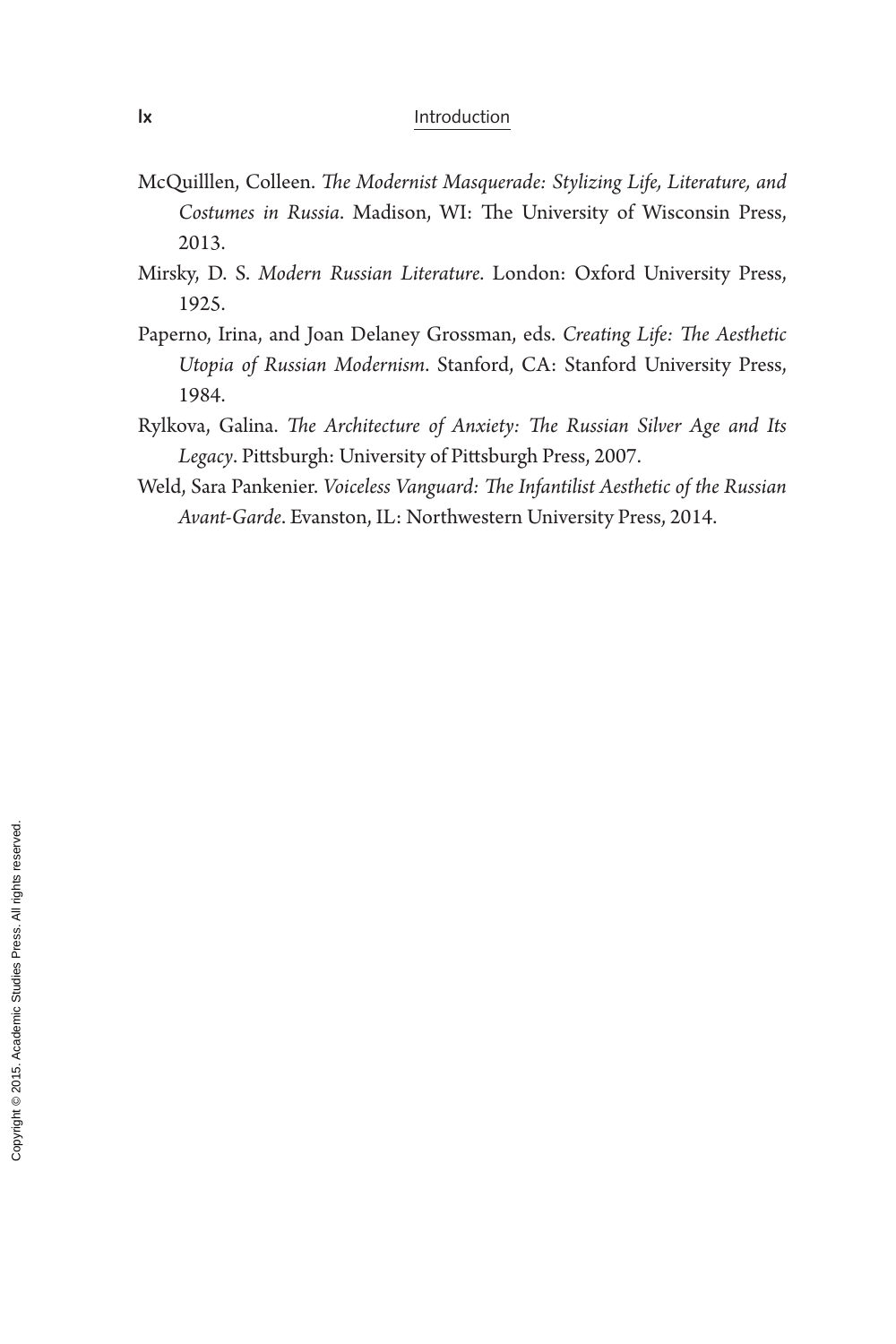McQuilllen, Colleen. *The Modernist Masquerade: Stylizing Life, Literature, and Costumes in Russia*. Madison, WI: The University of Wisconsin Press, 2013.

Mirsky, D. S. *Modern Russian Literature*. London: Oxford University Press, 1925.

Paperno, Irina, and Joan Delaney Grossman, eds. *Creating Life: The Aesthetic Utopia of Russian Modernism*. Stanford, CA: Stanford University Press, 1984.

Rylkova, Galina. *The Architecture of Anxiety: The Russian Silver Age and Its Legacy*. Pittsburgh: University of Pittsburgh Press, 2007.

Weld, Sara Pankenier. *Voiceless Vanguard: The Infantilist Aesthetic of the Russian Avant-Garde*. Evanston, IL: Northwestern University Press, 2014.

Copyright © 2015. Academic Studies Press. All rights reserved.